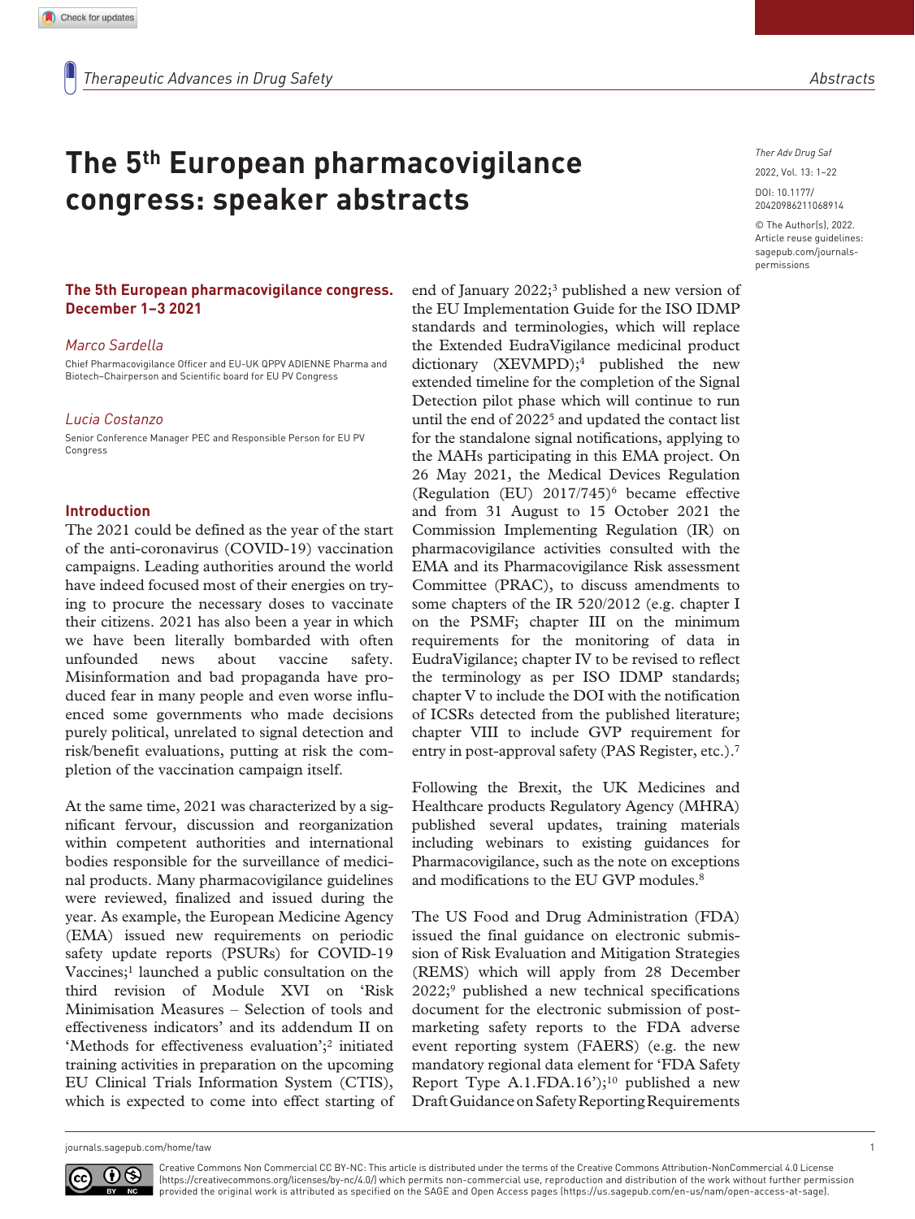# The 5th European pharmacovigilance congress: speaker abstracts

Ther Adv Drug Saf

2022, Vol. 13: 1–22

DOI: 10.1177/20420986211068914

© The Author(s), 2022. Article reuse guidelines: sagepub.com/journals-permissions

**The 5th European pharmacovigilance congress. December 1–3 2021**

*Marco Sardella*

Chief Pharmacovigilance Officer and EU-UK QPPV ADIENNE Pharma and Biotech–Chairperson and Scientific board for EU PV Congress

*Lucia Costanzo*

Senior Conference Manager PEC and Responsible Person for EU PV Congress

## Introduction

The 2021 could be defined as the year of the start of the anti-coronavirus (COVID-19) vaccination campaigns. Leading authorities around the world have indeed focused most of their energies on trying to procure the necessary doses to vaccinate their citizens. 2021 has also been a year in which we have been literally bombarded with often unfounded news about vaccine safety. Misinformation and bad propaganda have produced fear in many people and even worse influenced some governments who made decisions purely political, unrelated to signal detection and risk/benefit evaluations, putting at risk the completion of the vaccination campaign itself.

At the same time, 2021 was characterized by a significant fervour, discussion and reorganization within competent authorities and international bodies responsible for the surveillance of medicinal products. Many pharmacovigilance guidelines were reviewed, finalized and issued during the year. As example, the European Medicine Agency (EMA) issued new requirements on periodic safety update reports (PSURs) for COVID-19 Vaccines;[1] launched a public consultation on the third revision of Module XVI on 'Risk Minimisation Measures – Selection of tools and effectiveness indicators' and its addendum II on 'Methods for effectiveness evaluation';[2] initiated training activities in preparation on the upcoming EU Clinical Trials Information System (CTIS), which is expected to come into effect starting of end of January 2022;[3] published a new version of the EU Implementation Guide for the ISO IDMP standards and terminologies, which will replace the Extended EudraVigilance medicinal product dictionary (XEVMPD);[4] published the new extended timeline for the completion of the Signal Detection pilot phase which will continue to run until the end of 2022[5] and updated the contact list for the standalone signal notifications, applying to the MAHs participating in this EMA project. On 26 May 2021, the Medical Devices Regulation (Regulation (EU) 2017/745)[6] became effective and from 31 August to 15 October 2021 the Commission Implementing Regulation (IR) on pharmacovigilance activities consulted with the EMA and its Pharmacovigilance Risk assessment Committee (PRAC), to discuss amendments to some chapters of the IR 520/2012 (e.g. chapter I on the PSMF; chapter III on the minimum requirements for the monitoring of data in EudraVigilance; chapter IV to be revised to reflect the terminology as per ISO IDMP standards; chapter V to include the DOI with the notification of ICSRs detected from the published literature; chapter VIII to include GVP requirement for entry in post-approval safety (PAS Register, etc.).[7]

Following the Brexit, the UK Medicines and Healthcare products Regulatory Agency (MHRA) published several updates, training materials including webinars to existing guidances for Pharmacovigilance, such as the note on exceptions and modifications to the EU GVP modules.[8]

The US Food and Drug Administration (FDA) issued the final guidance on electronic submission of Risk Evaluation and Mitigation Strategies (REMS) which will apply from 28 December 2022;[9] published a new technical specifications document for the electronic submission of post-marketing safety reports to the FDA adverse event reporting system (FAERS) (e.g. the new mandatory regional data element for 'FDA Safety Report Type A.1.FDA.16');[10] published a new Draft Guidance on Safety Reporting Requirements

Creative Commons Non Commercial CC BY-NC: This article is distributed under the terms of the Creative Commons Attribution-NonCommercial 4.0 License (https://creativecommons.org/licenses/by-nc/4.0/) which permits non-commercial use, reproduction and distribution of the work without further permission provided the original work is attributed as specified on the SAGE and Open Access pages (https://us.sagepub.com/en-us/nam/open-access-at-sage).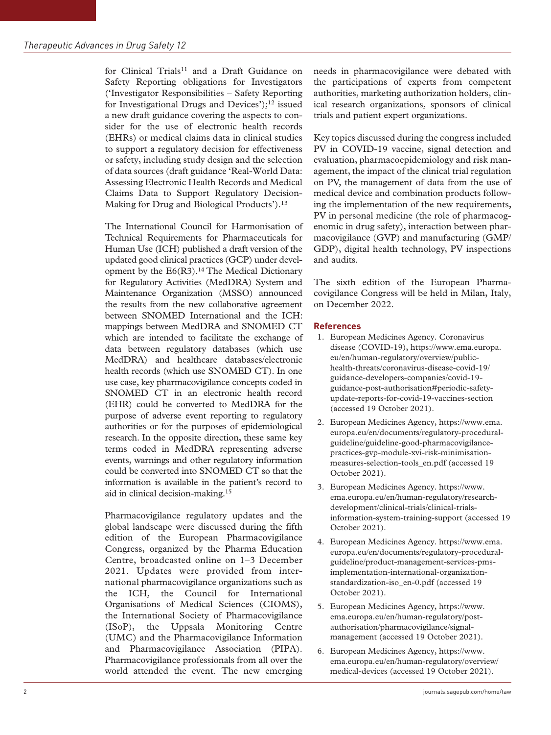for Clinical Trials[11] and a Draft Guidance on Safety Reporting obligations for Investigators ('Investigator Responsibilities – Safety Reporting for Investigational Drugs and Devices');[12] issued a new draft guidance covering the aspects to consider for the use of electronic health records (EHRs) or medical claims data in clinical studies to support a regulatory decision for effectiveness or safety, including study design and the selection of data sources (draft guidance 'Real-World Data: Assessing Electronic Health Records and Medical Claims Data to Support Regulatory Decision-Making for Drug and Biological Products').[13]

The International Council for Harmonisation of Technical Requirements for Pharmaceuticals for Human Use (ICH) published a draft version of the updated good clinical practices (GCP) under development by the E6(R3).[14] The Medical Dictionary for Regulatory Activities (MedDRA) System and Maintenance Organization (MSSO) announced the results from the new collaborative agreement between SNOMED International and the ICH: mappings between MedDRA and SNOMED CT which are intended to facilitate the exchange of data between regulatory databases (which use MedDRA) and healthcare databases/electronic health records (which use SNOMED CT). In one use case, key pharmacovigilance concepts coded in SNOMED CT in an electronic health record (EHR) could be converted to MedDRA for the purpose of adverse event reporting to regulatory authorities or for the purposes of epidemiological research. In the opposite direction, these same key terms coded in MedDRA representing adverse events, warnings and other regulatory information could be converted into SNOMED CT so that the information is available in the patient's record to aid in clinical decision-making.[15]

Pharmacovigilance regulatory updates and the global landscape were discussed during the fifth edition of the European Pharmacovigilance Congress, organized by the Pharma Education Centre, broadcasted online on 1–3 December 2021. Updates were provided from international pharmacovigilance organizations such as the ICH, the Council for International Organisations of Medical Sciences (CIOMS), the International Society of Pharmacovigilance (ISoP), the Uppsala Monitoring Centre (UMC) and the Pharmacovigilance Information and Pharmacovigilance Association (PIPA). Pharmacovigilance professionals from all over the world attended the event. The new emerging needs in pharmacovigilance were debated with the participations of experts from competent authorities, marketing authorization holders, clinical research organizations, sponsors of clinical trials and patient expert organizations.

Key topics discussed during the congress included PV in COVID-19 vaccine, signal detection and evaluation, pharmacoepidemiology and risk management, the impact of the clinical trial regulation on PV, the management of data from the use of medical device and combination products following the implementation of the new requirements, PV in personal medicine (the role of pharmacogenomic in drug safety), interaction between pharmacovigilance (GVP) and manufacturing (GMP/GDP), digital health technology, PV inspections and audits.

The sixth edition of the European Pharmacovigilance Congress will be held in Milan, Italy, on December 2022.

## References

1. European Medicines Agency. Coronavirus disease (COVID-19), https://www.ema.europa.eu/en/human-regulatory/overview/public-health-threats/coronavirus-disease-covid-19/guidance-developers-companies/covid-19-guidance-post-authorisation#periodic-safety-update-reports-for-covid-19-vaccines-section (accessed 19 October 2021).
2. European Medicines Agency, https://www.ema.europa.eu/en/documents/regulatory-procedural-guideline/guideline-good-pharmacovigilance-practices-gvp-module-xvi-risk-minimisation-measures-selection-tools_en.pdf (accessed 19 October 2021).
3. European Medicines Agency. https://www.ema.europa.eu/en/human-regulatory/research-development/clinical-trials/clinical-trials-information-system-training-support (accessed 19 October 2021).
4. European Medicines Agency. https://www.ema.europa.eu/en/documents/regulatory-procedural-guideline/product-management-services-pms-implementation-international-organization-standardization-iso_en-0.pdf (accessed 19 October 2021).
5. European Medicines Agency, https://www.ema.europa.eu/en/human-regulatory/post-authorisation/pharmacovigilance/signal-management (accessed 19 October 2021).
6. European Medicines Agency, https://www.ema.europa.eu/en/human-regulatory/overview/medical-devices (accessed 19 October 2021).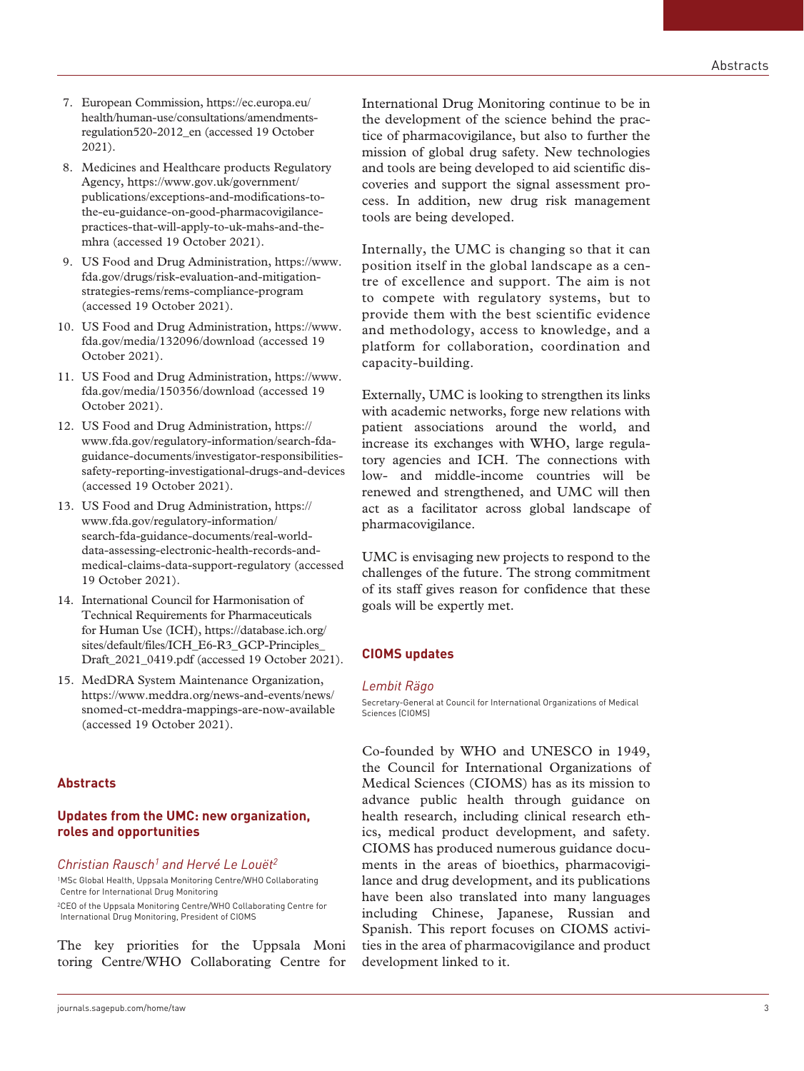7. European Commission, https://ec.europa.eu/health/human-use/consultations/amendments-regulation520-2012_en (accessed 19 October 2021).
8. Medicines and Healthcare products Regulatory Agency, https://www.gov.uk/government/publications/exceptions-and-modifications-to-the-eu-guidance-on-good-pharmacovigilance-practices-that-will-apply-to-uk-mahs-and-the-mhra (accessed 19 October 2021).
9. US Food and Drug Administration, https://www.fda.gov/drugs/risk-evaluation-and-mitigation-strategies-rems/rems-compliance-program (accessed 19 October 2021).
10. US Food and Drug Administration, https://www.fda.gov/media/132096/download (accessed 19 October 2021).
11. US Food and Drug Administration, https://www.fda.gov/media/150356/download (accessed 19 October 2021).
12. US Food and Drug Administration, https://www.fda.gov/regulatory-information/search-fda-guidance-documents/investigator-responsibilities-safety-reporting-investigational-drugs-and-devices (accessed 19 October 2021).
13. US Food and Drug Administration, https://www.fda.gov/regulatory-information/search-fda-guidance-documents/real-world-data-assessing-electronic-health-records-and-medical-claims-data-support-regulatory (accessed 19 October 2021).
14. International Council for Harmonisation of Technical Requirements for Pharmaceuticals for Human Use (ICH), https://database.ich.org/sites/default/files/ICH_E6-R3_GCP-Principles_Draft_2021_0419.pdf (accessed 19 October 2021).
15. MedDRA System Maintenance Organization, https://www.meddra.org/news-and-events/news/snomed-ct-meddra-mappings-are-now-available (accessed 19 October 2021).

## Abstracts

### Updates from the UMC: new organization, roles and opportunities

*Christian Rausch[1] and Hervé Le Louët[2]*

[1]MSc Global Health, Uppsala Monitoring Centre/WHO Collaborating Centre for International Drug Monitoring

[2]CEO of the Uppsala Monitoring Centre/WHO Collaborating Centre for International Drug Monitoring, President of CIOMS

The key priorities for the Uppsala Monitoring Centre/WHO Collaborating Centre for International Drug Monitoring continue to be in the development of the science behind the practice of pharmacovigilance, but also to further the mission of global drug safety. New technologies and tools are being developed to aid scientific discoveries and support the signal assessment process. In addition, new drug risk management tools are being developed.

Internally, the UMC is changing so that it can position itself in the global landscape as a centre of excellence and support. The aim is not to compete with regulatory systems, but to provide them with the best scientific evidence and methodology, access to knowledge, and a platform for collaboration, coordination and capacity-building.

Externally, UMC is looking to strengthen its links with academic networks, forge new relations with patient associations around the world, and increase its exchanges with WHO, large regulatory agencies and ICH. The connections with low- and middle-income countries will be renewed and strengthened, and UMC will then act as a facilitator across global landscape of pharmacovigilance.

UMC is envisaging new projects to respond to the challenges of the future. The strong commitment of its staff gives reason for confidence that these goals will be expertly met.

### CIOMS updates

*Lembit Rägo*

Secretary-General at Council for International Organizations of Medical Sciences (CIOMS)

Co-founded by WHO and UNESCO in 1949, the Council for International Organizations of Medical Sciences (CIOMS) has as its mission to advance public health through guidance on health research, including clinical research ethics, medical product development, and safety. CIOMS has produced numerous guidance documents in the areas of bioethics, pharmacovigilance and drug development, and its publications have been also translated into many languages including Chinese, Japanese, Russian and Spanish. This report focuses on CIOMS activities in the area of pharmacovigilance and product development linked to it.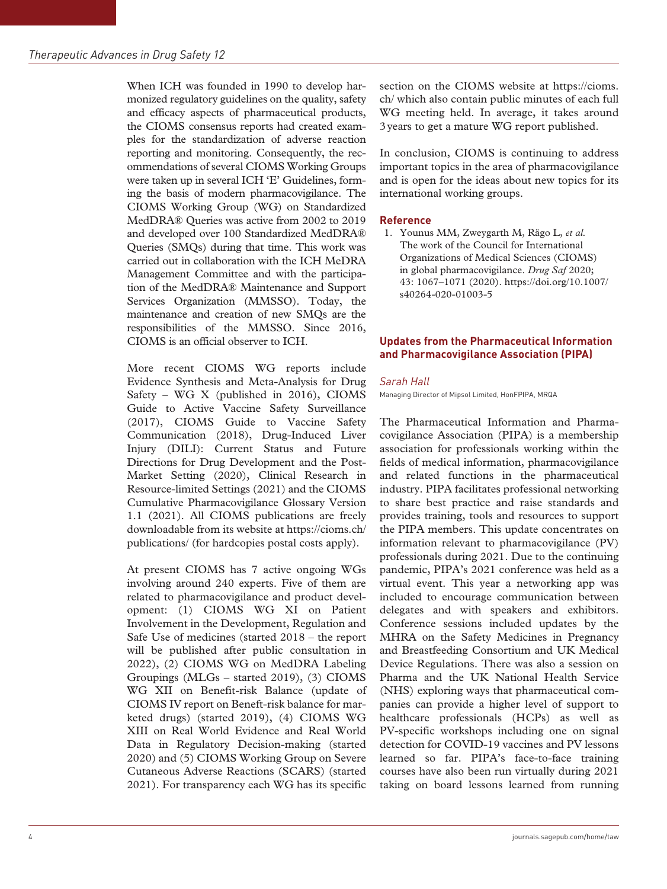When ICH was founded in 1990 to develop harmonized regulatory guidelines on the quality, safety and efficacy aspects of pharmaceutical products, the CIOMS consensus reports had created examples for the standardization of adverse reaction reporting and monitoring. Consequently, the recommendations of several CIOMS Working Groups were taken up in several ICH 'E' Guidelines, forming the basis of modern pharmacovigilance. The CIOMS Working Group (WG) on Standardized MedDRA® Queries was active from 2002 to 2019 and developed over 100 Standardized MedDRA® Queries (SMQs) during that time. This work was carried out in collaboration with the ICH MeDRA Management Committee and with the participation of the MedDRA® Maintenance and Support Services Organization (MMSSO). Today, the maintenance and creation of new SMQs are the responsibilities of the MMSSO. Since 2016, CIOMS is an official observer to ICH.

More recent CIOMS WG reports include Evidence Synthesis and Meta-Analysis for Drug Safety – WG X (published in 2016), CIOMS Guide to Active Vaccine Safety Surveillance (2017), CIOMS Guide to Vaccine Safety Communication (2018), Drug-Induced Liver Injury (DILI): Current Status and Future Directions for Drug Development and the Post-Market Setting (2020), Clinical Research in Resource-limited Settings (2021) and the CIOMS Cumulative Pharmacovigilance Glossary Version 1.1 (2021). All CIOMS publications are freely downloadable from its website at https://cioms.ch/publications/ (for hardcopies postal costs apply).

At present CIOMS has 7 active ongoing WGs involving around 240 experts. Five of them are related to pharmacovigilance and product development: (1) CIOMS WG XI on Patient Involvement in the Development, Regulation and Safe Use of medicines (started 2018 – the report will be published after public consultation in 2022), (2) CIOMS WG on MedDRA Labeling Groupings (MLGs – started 2019), (3) CIOMS WG XII on Benefit-risk Balance (update of CIOMS IV report on Beneft-risk balance for marketed drugs) (started 2019), (4) CIOMS WG XIII on Real World Evidence and Real World Data in Regulatory Decision-making (started 2020) and (5) CIOMS Working Group on Severe Cutaneous Adverse Reactions (SCARS) (started 2021). For transparency each WG has its specific section on the CIOMS website at https://cioms.ch/ which also contain public minutes of each full WG meeting held. In average, it takes around 3 years to get a mature WG report published.

In conclusion, CIOMS is continuing to address important topics in the area of pharmacovigilance and is open for the ideas about new topics for its international working groups.

### Reference

1. Younus MM, Zweygarth M, Rägo L, *et al.* The work of the Council for International Organizations of Medical Sciences (CIOMS) in global pharmacovigilance. *Drug Saf* 2020; 43: 1067–1071 (2020). https://doi.org/10.1007/s40264-020-01003-5

## Updates from the Pharmaceutical Information and Pharmacovigilance Association (PIPA)

*Sarah Hall*

Managing Director of Mipsol Limited, HonFPIPA, MRQA

The Pharmaceutical Information and Pharmacovigilance Association (PIPA) is a membership association for professionals working within the fields of medical information, pharmacovigilance and related functions in the pharmaceutical industry. PIPA facilitates professional networking to share best practice and raise standards and provides training, tools and resources to support the PIPA members. This update concentrates on information relevant to pharmacovigilance (PV) professionals during 2021. Due to the continuing pandemic, PIPA's 2021 conference was held as a virtual event. This year a networking app was included to encourage communication between delegates and with speakers and exhibitors. Conference sessions included updates by the MHRA on the Safety Medicines in Pregnancy and Breastfeeding Consortium and UK Medical Device Regulations. There was also a session on Pharma and the UK National Health Service (NHS) exploring ways that pharmaceutical companies can provide a higher level of support to healthcare professionals (HCPs) as well as PV-specific workshops including one on signal detection for COVID-19 vaccines and PV lessons learned so far. PIPA's face-to-face training courses have also been run virtually during 2021 taking on board lessons learned from running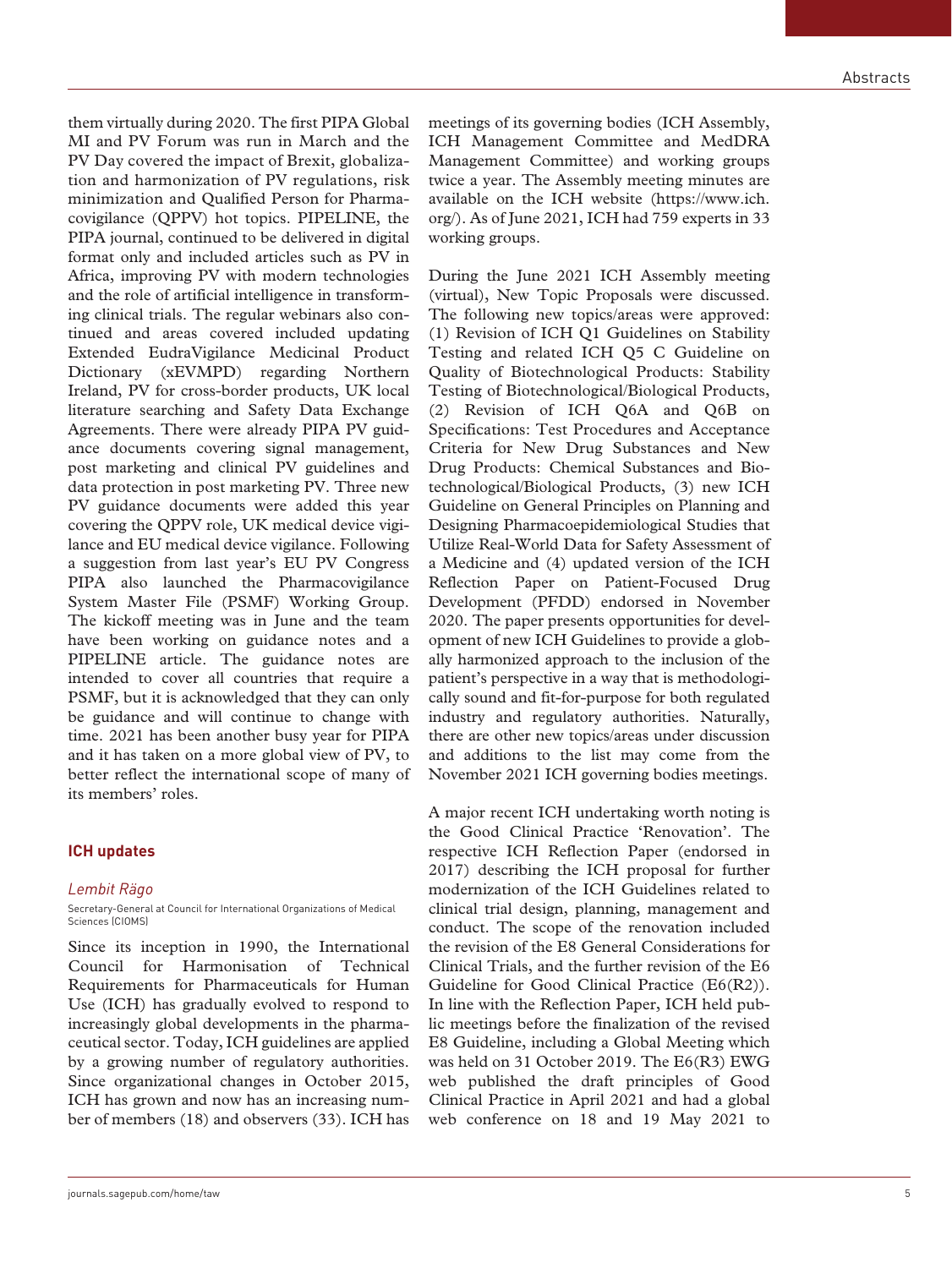them virtually during 2020. The first PIPA Global MI and PV Forum was run in March and the PV Day covered the impact of Brexit, globalization and harmonization of PV regulations, risk minimization and Qualified Person for Pharmacovigilance (QPPV) hot topics. PIPELINE, the PIPA journal, continued to be delivered in digital format only and included articles such as PV in Africa, improving PV with modern technologies and the role of artificial intelligence in transforming clinical trials. The regular webinars also continued and areas covered included updating Extended EudraVigilance Medicinal Product Dictionary (xEVMPD) regarding Northern Ireland, PV for cross-border products, UK local literature searching and Safety Data Exchange Agreements. There were already PIPA PV guidance documents covering signal management, post marketing and clinical PV guidelines and data protection in post marketing PV. Three new PV guidance documents were added this year covering the QPPV role, UK medical device vigilance and EU medical device vigilance. Following a suggestion from last year's EU PV Congress PIPA also launched the Pharmacovigilance System Master File (PSMF) Working Group. The kickoff meeting was in June and the team have been working on guidance notes and a PIPELINE article. The guidance notes are intended to cover all countries that require a PSMF, but it is acknowledged that they can only be guidance and will continue to change with time. 2021 has been another busy year for PIPA and it has taken on a more global view of PV, to better reflect the international scope of many of its members' roles.

## ICH updates

*Lembit Rägo*

Secretary-General at Council for International Organizations of Medical Sciences (CIOMS)

Since its inception in 1990, the International Council for Harmonisation of Technical Requirements for Pharmaceuticals for Human Use (ICH) has gradually evolved to respond to increasingly global developments in the pharmaceutical sector. Today, ICH guidelines are applied by a growing number of regulatory authorities. Since organizational changes in October 2015, ICH has grown and now has an increasing number of members (18) and observers (33). ICH has meetings of its governing bodies (ICH Assembly, ICH Management Committee and MedDRA Management Committee) and working groups twice a year. The Assembly meeting minutes are available on the ICH website (https://www.ich.org/). As of June 2021, ICH had 759 experts in 33 working groups.

During the June 2021 ICH Assembly meeting (virtual), New Topic Proposals were discussed. The following new topics/areas were approved: (1) Revision of ICH Q1 Guidelines on Stability Testing and related ICH Q5 C Guideline on Quality of Biotechnological Products: Stability Testing of Biotechnological/Biological Products, (2) Revision of ICH Q6A and Q6B on Specifications: Test Procedures and Acceptance Criteria for New Drug Substances and New Drug Products: Chemical Substances and Biotechnological/Biological Products, (3) new ICH Guideline on General Principles on Planning and Designing Pharmacoepidemiological Studies that Utilize Real-World Data for Safety Assessment of a Medicine and (4) updated version of the ICH Reflection Paper on Patient-Focused Drug Development (PFDD) endorsed in November 2020. The paper presents opportunities for development of new ICH Guidelines to provide a globally harmonized approach to the inclusion of the patient's perspective in a way that is methodologically sound and fit-for-purpose for both regulated industry and regulatory authorities. Naturally, there are other new topics/areas under discussion and additions to the list may come from the November 2021 ICH governing bodies meetings.

A major recent ICH undertaking worth noting is the Good Clinical Practice 'Renovation'. The respective ICH Reflection Paper (endorsed in 2017) describing the ICH proposal for further modernization of the ICH Guidelines related to clinical trial design, planning, management and conduct. The scope of the renovation included the revision of the E8 General Considerations for Clinical Trials, and the further revision of the E6 Guideline for Good Clinical Practice (E6(R2)). In line with the Reflection Paper, ICH held public meetings before the finalization of the revised E8 Guideline, including a Global Meeting which was held on 31 October 2019. The E6(R3) EWG web published the draft principles of Good Clinical Practice in April 2021 and had a global web conference on 18 and 19 May 2021 to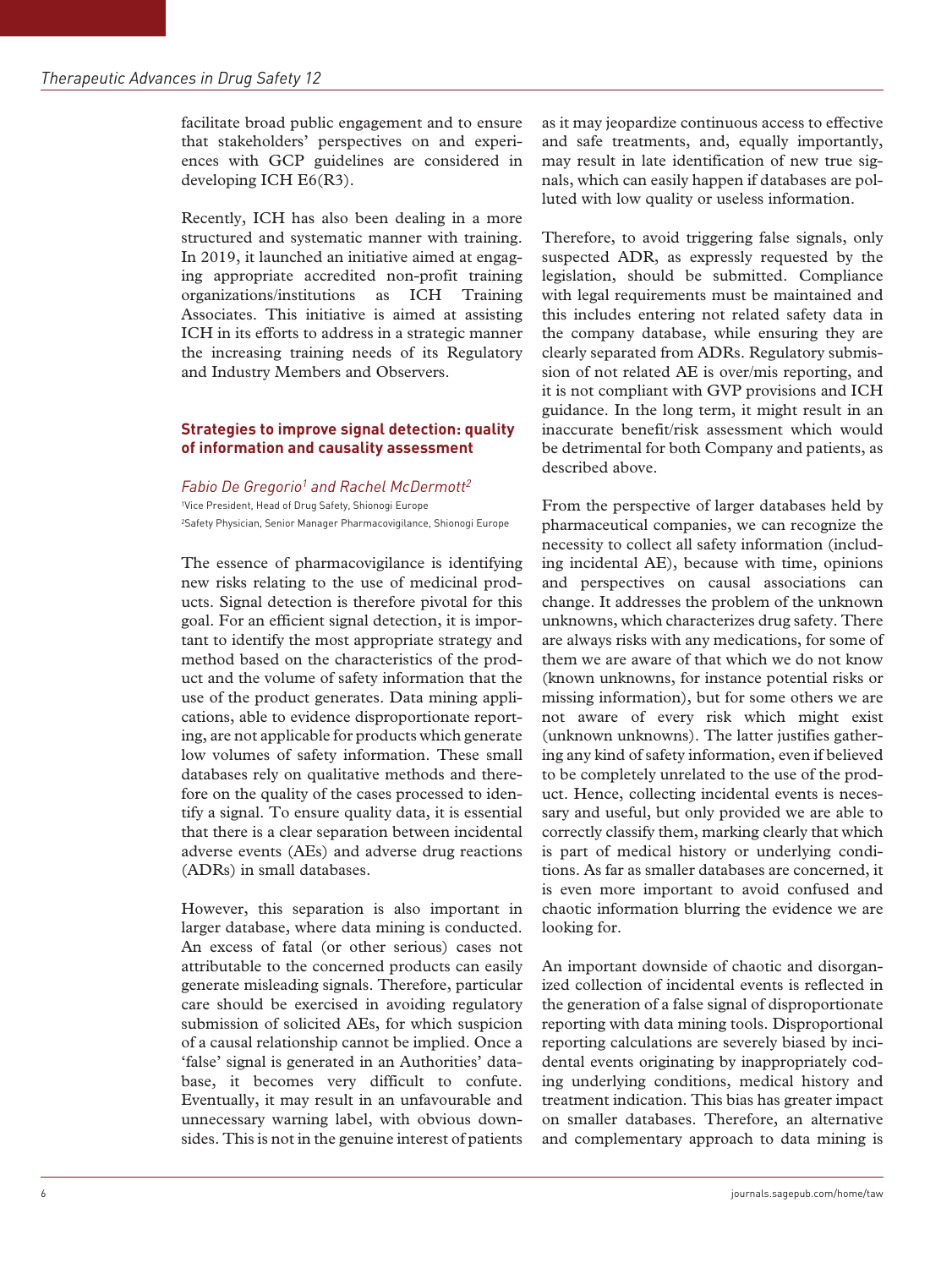facilitate broad public engagement and to ensure that stakeholders' perspectives on and experiences with GCP guidelines are considered in developing ICH E6(R3).

Recently, ICH has also been dealing in a more structured and systematic manner with training. In 2019, it launched an initiative aimed at engaging appropriate accredited non-profit training organizations/institutions as ICH Training Associates. This initiative is aimed at assisting ICH in its efforts to address in a strategic manner the increasing training needs of its Regulatory and Industry Members and Observers.

### Strategies to improve signal detection: quality of information and causality assessment

*Fabio De Gregorio[1] and Rachel McDermott[2]*

[1]Vice President, Head of Drug Safety, Shionogi Europe

[2]Safety Physician, Senior Manager Pharmacovigilance, Shionogi Europe

The essence of pharmacovigilance is identifying new risks relating to the use of medicinal products. Signal detection is therefore pivotal for this goal. For an efficient signal detection, it is important to identify the most appropriate strategy and method based on the characteristics of the product and the volume of safety information that the use of the product generates. Data mining applications, able to evidence disproportionate reporting, are not applicable for products which generate low volumes of safety information. These small databases rely on qualitative methods and therefore on the quality of the cases processed to identify a signal. To ensure quality data, it is essential that there is a clear separation between incidental adverse events (AEs) and adverse drug reactions (ADRs) in small databases.

However, this separation is also important in larger database, where data mining is conducted. An excess of fatal (or other serious) cases not attributable to the concerned products can easily generate misleading signals. Therefore, particular care should be exercised in avoiding regulatory submission of solicited AEs, for which suspicion of a causal relationship cannot be implied. Once a 'false' signal is generated in an Authorities' database, it becomes very difficult to confute. Eventually, it may result in an unfavourable and unnecessary warning label, with obvious downsides. This is not in the genuine interest of patients as it may jeopardize continuous access to effective and safe treatments, and, equally importantly, may result in late identification of new true signals, which can easily happen if databases are polluted with low quality or useless information.

Therefore, to avoid triggering false signals, only suspected ADR, as expressly requested by the legislation, should be submitted. Compliance with legal requirements must be maintained and this includes entering not related safety data in the company database, while ensuring they are clearly separated from ADRs. Regulatory submission of not related AE is over/mis reporting, and it is not compliant with GVP provisions and ICH guidance. In the long term, it might result in an inaccurate benefit/risk assessment which would be detrimental for both Company and patients, as described above.

From the perspective of larger databases held by pharmaceutical companies, we can recognize the necessity to collect all safety information (including incidental AE), because with time, opinions and perspectives on causal associations can change. It addresses the problem of the unknown unknowns, which characterizes drug safety. There are always risks with any medications, for some of them we are aware of that which we do not know (known unknowns, for instance potential risks or missing information), but for some others we are not aware of every risk which might exist (unknown unknowns). The latter justifies gathering any kind of safety information, even if believed to be completely unrelated to the use of the product. Hence, collecting incidental events is necessary and useful, but only provided we are able to correctly classify them, marking clearly that which is part of medical history or underlying conditions. As far as smaller databases are concerned, it is even more important to avoid confused and chaotic information blurring the evidence we are looking for.

An important downside of chaotic and disorganized collection of incidental events is reflected in the generation of a false signal of disproportionate reporting with data mining tools. Disproportional reporting calculations are severely biased by incidental events originating by inappropriately coding underlying conditions, medical history and treatment indication. This bias has greater impact on smaller databases. Therefore, an alternative and complementary approach to data mining is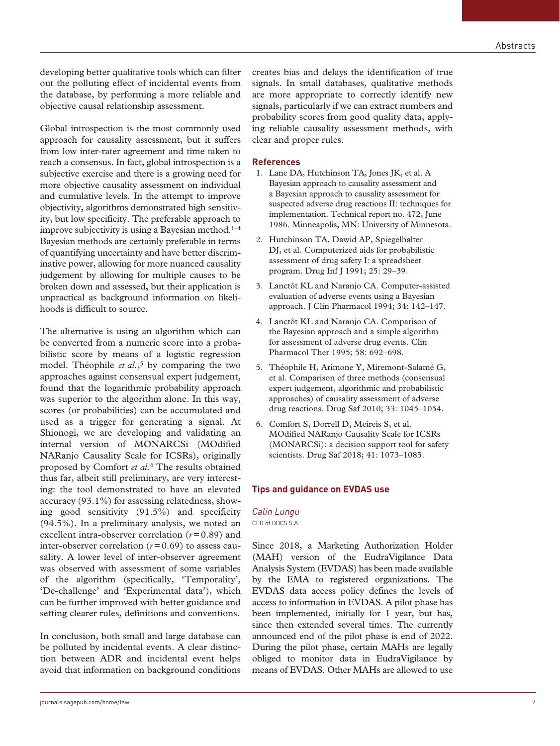developing better qualitative tools which can filter out the polluting effect of incidental events from the database, by performing a more reliable and objective causal relationship assessment.

Global introspection is the most commonly used approach for causality assessment, but it suffers from low inter-rater agreement and time taken to reach a consensus. In fact, global introspection is a subjective exercise and there is a growing need for more objective causality assessment on individual and cumulative levels. In the attempt to improve objectivity, algorithms demonstrated high sensitivity, but low specificity. The preferable approach to improve subjectivity is using a Bayesian method.[1–4] Bayesian methods are certainly preferable in terms of quantifying uncertainty and have better discriminative power, allowing for more nuanced causality judgement by allowing for multiple causes to be broken down and assessed, but their application is unpractical as background information on likelihoods is difficult to source.

The alternative is using an algorithm which can be converted from a numeric score into a probabilistic score by means of a logistic regression model. Théophile *et al.*,[5] by comparing the two approaches against consensual expert judgement, found that the logarithmic probability approach was superior to the algorithm alone. In this way, scores (or probabilities) can be accumulated and used as a trigger for generating a signal. At Shionogi, we are developing and validating an internal version of MONARCSi (MOdified NARanjo Causality Scale for ICSRs), originally proposed by Comfort *et al.*[6] The results obtained thus far, albeit still preliminary, are very interesting: the tool demonstrated to have an elevated accuracy (93.1%) for assessing relatedness, showing good sensitivity (91.5%) and specificity (94.5%). In a preliminary analysis, we noted an excellent intra-observer correlation ($r = 0.89$) and inter-observer correlation ($r = 0.69$) to assess causality. A lower level of inter-observer agreement was observed with assessment of some variables of the algorithm (specifically, 'Temporality', 'De-challenge' and 'Experimental data'), which can be further improved with better guidance and setting clearer rules, definitions and conventions.

In conclusion, both small and large database can be polluted by incidental events. A clear distinction between ADR and incidental event helps avoid that information on background conditions creates bias and delays the identification of true signals. In small databases, qualitative methods are more appropriate to correctly identify new signals, particularly if we can extract numbers and probability scores from good quality data, applying reliable causality assessment methods, with clear and proper rules.

### References

1. Lane DA, Hutchinson TA, Jones JK, et al. A Bayesian approach to causality assessment and a Bayesian approach to causality assessment for suspected adverse drug reactions II: techniques for implementation. Technical report no. 472, June 1986. Minneapolis, MN: University of Minnesota.
2. Hutchinson TA, Dawid AP, Spiegelhalter DJ, et al. Computerized aids for probabilistic assessment of drug safety I: a spreadsheet program. Drug Inf J 1991; 25: 29–39.
3. Lanctôt KL and Naranjo CA. Computer-assisted evaluation of adverse events using a Bayesian approach. J Clin Pharmacol 1994; 34: 142–147.
4. Lanctôt KL and Naranjo CA. Comparison of the Bayesian approach and a simple algorithm for assessment of adverse drug events. Clin Pharmacol Ther 1995; 58: 692–698.
5. Théophile H, Arimone Y, Miremont-Salamé G, et al. Comparison of three methods (consensual expert judgement, algorithmic and probabilistic approaches) of causality assessment of adverse drug reactions. Drug Saf 2010; 33: 1045–1054.
6. Comfort S, Dorrell D, Meireis S, et al. MOdified NARanjo Causality Scale for ICSRs (MONARCSi): a decision support tool for safety scientists. Drug Saf 2018; 41: 1073–1085.

## Tips and guidance on EVDAS use

*Calin Lungu*

CEO of DDCS S.A.

Since 2018, a Marketing Authorization Holder (MAH) version of the EudraVigilance Data Analysis System (EVDAS) has been made available by the EMA to registered organizations. The EVDAS data access policy defines the levels of access to information in EVDAS. A pilot phase has been implemented, initially for 1 year, but has, since then extended several times. The currently announced end of the pilot phase is end of 2022. During the pilot phase, certain MAHs are legally obliged to monitor data in EudraVigilance by means of EVDAS. Other MAHs are allowed to use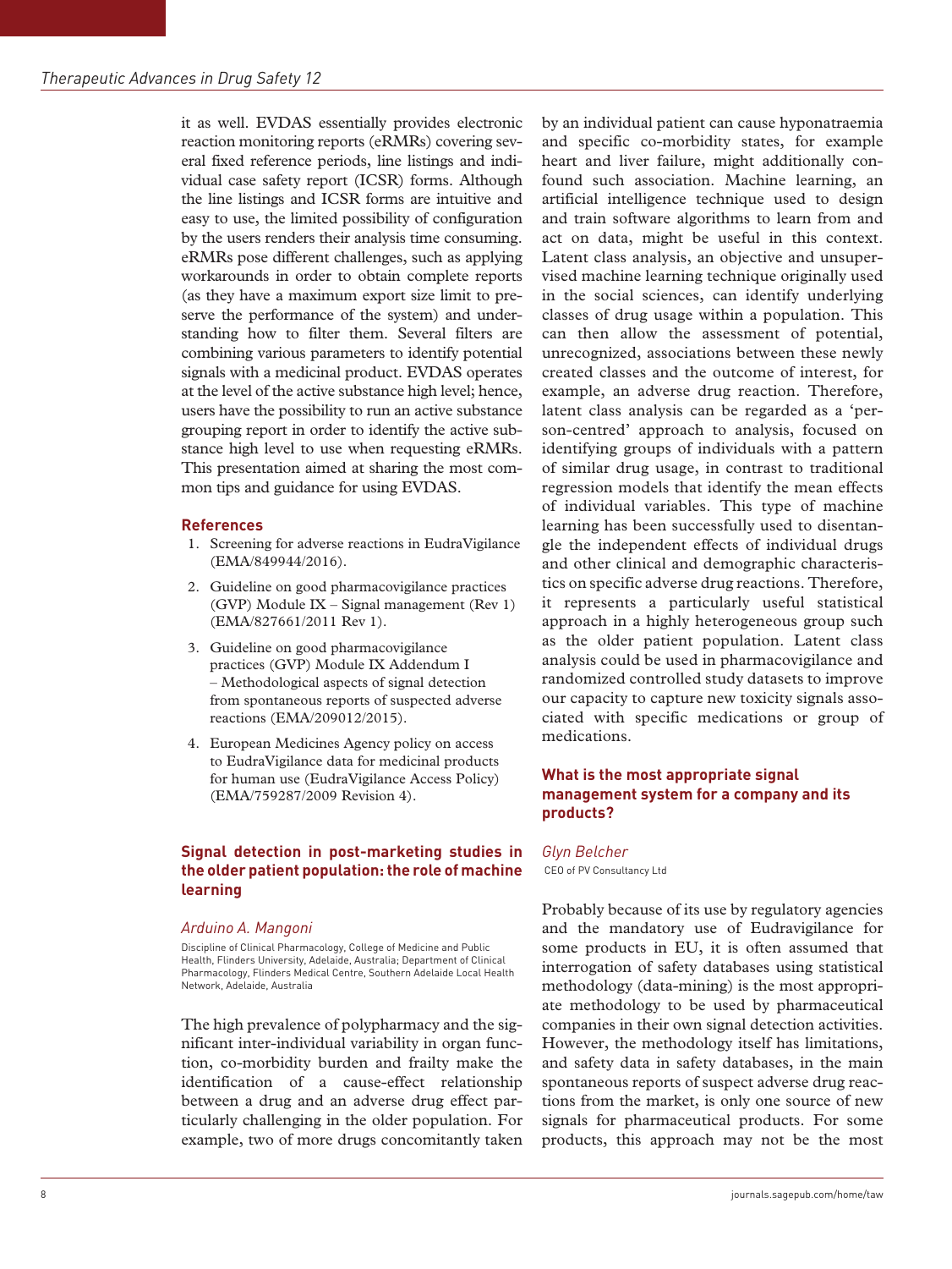it as well. EVDAS essentially provides electronic reaction monitoring reports (eRMRs) covering several fixed reference periods, line listings and individual case safety report (ICSR) forms. Although the line listings and ICSR forms are intuitive and easy to use, the limited possibility of configuration by the users renders their analysis time consuming. eRMRs pose different challenges, such as applying workarounds in order to obtain complete reports (as they have a maximum export size limit to preserve the performance of the system) and understanding how to filter them. Several filters are combining various parameters to identify potential signals with a medicinal product. EVDAS operates at the level of the active substance high level; hence, users have the possibility to run an active substance grouping report in order to identify the active substance high level to use when requesting eRMRs. This presentation aimed at sharing the most common tips and guidance for using EVDAS.

### References

1. Screening for adverse reactions in EudraVigilance (EMA/849944/2016).
2. Guideline on good pharmacovigilance practices (GVP) Module IX – Signal management (Rev 1) (EMA/827661/2011 Rev 1).
3. Guideline on good pharmacovigilance practices (GVP) Module IX Addendum I – Methodological aspects of signal detection from spontaneous reports of suspected adverse reactions (EMA/209012/2015).
4. European Medicines Agency policy on access to EudraVigilance data for medicinal products for human use (EudraVigilance Access Policy) (EMA/759287/2009 Revision 4).

## Signal detection in post-marketing studies in the older patient population: the role of machine learning

*Arduino A. Mangoni*

Discipline of Clinical Pharmacology, College of Medicine and Public Health, Flinders University, Adelaide, Australia; Department of Clinical Pharmacology, Flinders Medical Centre, Southern Adelaide Local Health Network, Adelaide, Australia

The high prevalence of polypharmacy and the significant inter-individual variability in organ function, co-morbidity burden and frailty make the identification of a cause-effect relationship between a drug and an adverse drug effect particularly challenging in the older population. For example, two of more drugs concomitantly taken by an individual patient can cause hyponatraemia and specific co-morbidity states, for example heart and liver failure, might additionally confound such association. Machine learning, an artificial intelligence technique used to design and train software algorithms to learn from and act on data, might be useful in this context. Latent class analysis, an objective and unsupervised machine learning technique originally used in the social sciences, can identify underlying classes of drug usage within a population. This can then allow the assessment of potential, unrecognized, associations between these newly created classes and the outcome of interest, for example, an adverse drug reaction. Therefore, latent class analysis can be regarded as a 'person-centred' approach to analysis, focused on identifying groups of individuals with a pattern of similar drug usage, in contrast to traditional regression models that identify the mean effects of individual variables. This type of machine learning has been successfully used to disentangle the independent effects of individual drugs and other clinical and demographic characteristics on specific adverse drug reactions. Therefore, it represents a particularly useful statistical approach in a highly heterogeneous group such as the older patient population. Latent class analysis could be used in pharmacovigilance and randomized controlled study datasets to improve our capacity to capture new toxicity signals associated with specific medications or group of medications.

## What is the most appropriate signal management system for a company and its products?

*Glyn Belcher*

CEO of PV Consultancy Ltd

Probably because of its use by regulatory agencies and the mandatory use of Eudravigilance for some products in EU, it is often assumed that interrogation of safety databases using statistical methodology (data-mining) is the most appropriate methodology to be used by pharmaceutical companies in their own signal detection activities. However, the methodology itself has limitations, and safety data in safety databases, in the main spontaneous reports of suspect adverse drug reactions from the market, is only one source of new signals for pharmaceutical products. For some products, this approach may not be the most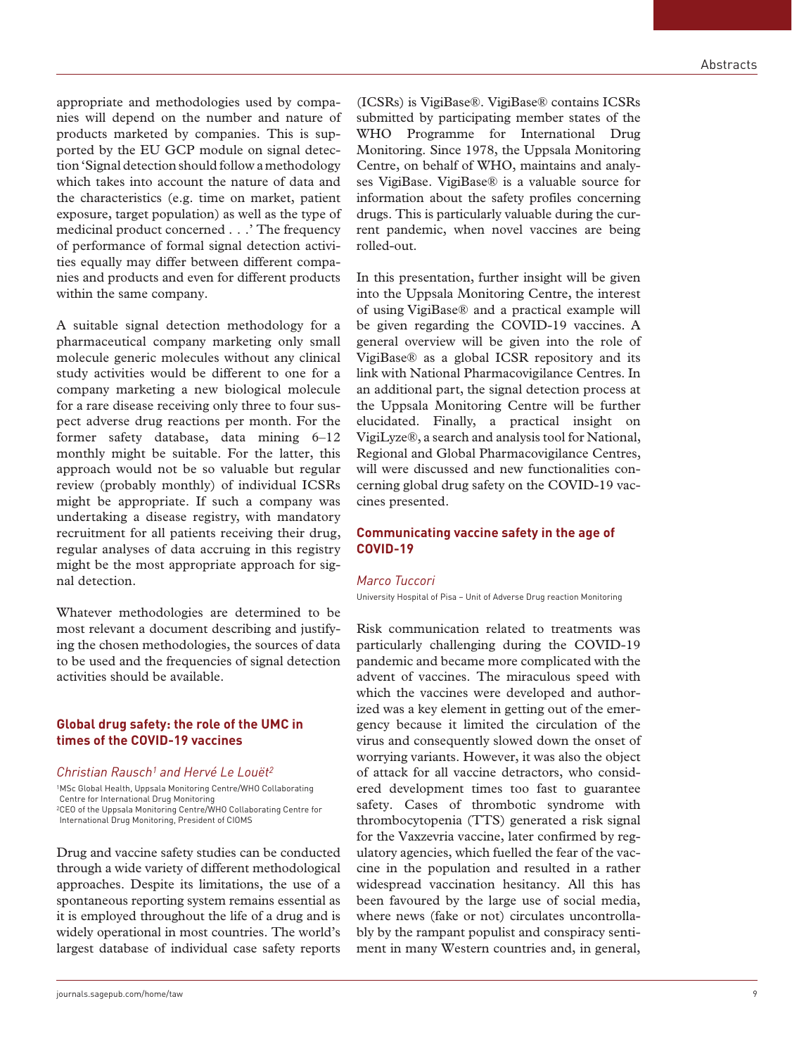appropriate and methodologies used by companies will depend on the number and nature of products marketed by companies. This is supported by the EU GCP module on signal detection 'Signal detection should follow a methodology which takes into account the nature of data and the characteristics (e.g. time on market, patient exposure, target population) as well as the type of medicinal product concerned . . .' The frequency of performance of formal signal detection activities equally may differ between different companies and products and even for different products within the same company.

A suitable signal detection methodology for a pharmaceutical company marketing only small molecule generic molecules without any clinical study activities would be different to one for a company marketing a new biological molecule for a rare disease receiving only three to four suspect adverse drug reactions per month. For the former safety database, data mining 6–12 monthly might be suitable. For the latter, this approach would not be so valuable but regular review (probably monthly) of individual ICSRs might be appropriate. If such a company was undertaking a disease registry, with mandatory recruitment for all patients receiving their drug, regular analyses of data accruing in this registry might be the most appropriate approach for signal detection.

Whatever methodologies are determined to be most relevant a document describing and justifying the chosen methodologies, the sources of data to be used and the frequencies of signal detection activities should be available.

## Global drug safety: the role of the UMC in times of the COVID-19 vaccines

*Christian Rausch[1] and Hervé Le Louët[2]*

[1]MSc Global Health, Uppsala Monitoring Centre/WHO Collaborating Centre for International Drug Monitoring
[2]CEO of the Uppsala Monitoring Centre/WHO Collaborating Centre for International Drug Monitoring, President of CIOMS

Drug and vaccine safety studies can be conducted through a wide variety of different methodological approaches. Despite its limitations, the use of a spontaneous reporting system remains essential as it is employed throughout the life of a drug and is widely operational in most countries. The world's largest database of individual case safety reports (ICSRs) is VigiBase®. VigiBase® contains ICSRs submitted by participating member states of the WHO Programme for International Drug Monitoring. Since 1978, the Uppsala Monitoring Centre, on behalf of WHO, maintains and analyses VigiBase. VigiBase® is a valuable source for information about the safety profiles concerning drugs. This is particularly valuable during the current pandemic, when novel vaccines are being rolled-out.

In this presentation, further insight will be given into the Uppsala Monitoring Centre, the interest of using VigiBase® and a practical example will be given regarding the COVID-19 vaccines. A general overview will be given into the role of VigiBase® as a global ICSR repository and its link with National Pharmacovigilance Centres. In an additional part, the signal detection process at the Uppsala Monitoring Centre will be further elucidated. Finally, a practical insight on VigiLyze®, a search and analysis tool for National, Regional and Global Pharmacovigilance Centres, will were discussed and new functionalities concerning global drug safety on the COVID-19 vaccines presented.

## Communicating vaccine safety in the age of COVID-19

*Marco Tuccori*

University Hospital of Pisa – Unit of Adverse Drug reaction Monitoring

Risk communication related to treatments was particularly challenging during the COVID-19 pandemic and became more complicated with the advent of vaccines. The miraculous speed with which the vaccines were developed and authorized was a key element in getting out of the emergency because it limited the circulation of the virus and consequently slowed down the onset of worrying variants. However, it was also the object of attack for all vaccine detractors, who considered development times too fast to guarantee safety. Cases of thrombotic syndrome with thrombocytopenia (TTS) generated a risk signal for the Vaxzevria vaccine, later confirmed by regulatory agencies, which fuelled the fear of the vaccine in the population and resulted in a rather widespread vaccination hesitancy. All this has been favoured by the large use of social media, where news (fake or not) circulates uncontrollably by the rampant populist and conspiracy sentiment in many Western countries and, in general,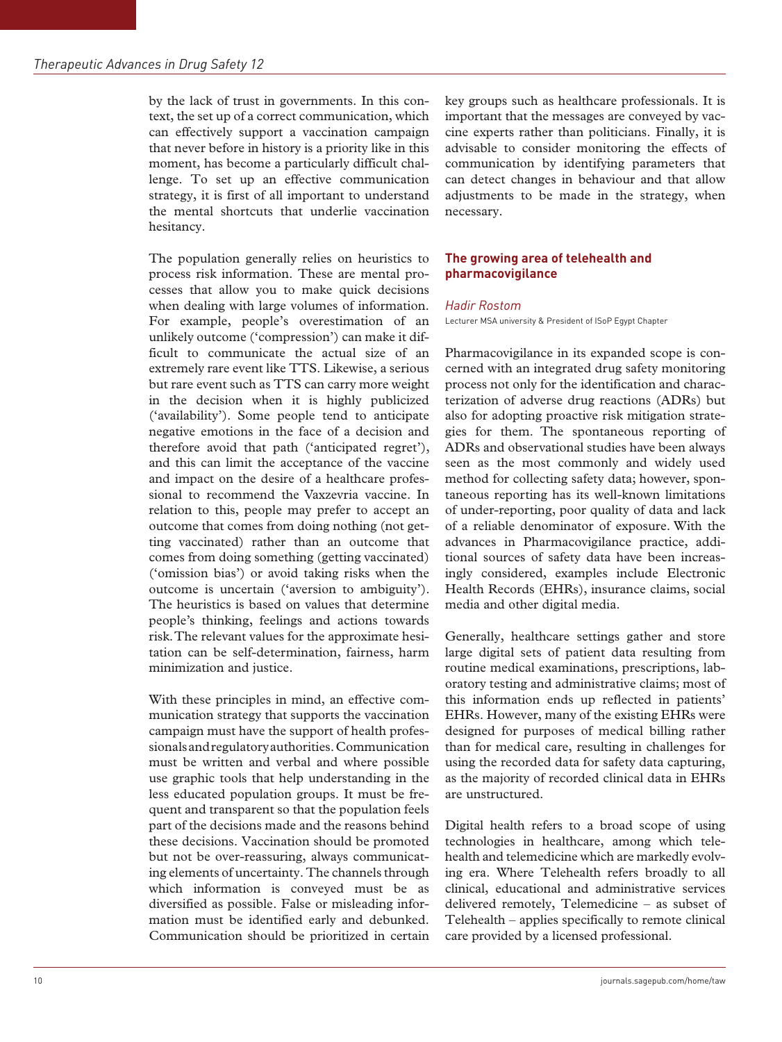by the lack of trust in governments. In this context, the set up of a correct communication, which can effectively support a vaccination campaign that never before in history is a priority like in this moment, has become a particularly difficult challenge. To set up an effective communication strategy, it is first of all important to understand the mental shortcuts that underlie vaccination hesitancy.

The population generally relies on heuristics to process risk information. These are mental processes that allow you to make quick decisions when dealing with large volumes of information. For example, people's overestimation of an unlikely outcome ('compression') can make it difficult to communicate the actual size of an extremely rare event like TTS. Likewise, a serious but rare event such as TTS can carry more weight in the decision when it is highly publicized ('availability'). Some people tend to anticipate negative emotions in the face of a decision and therefore avoid that path ('anticipated regret'), and this can limit the acceptance of the vaccine and impact on the desire of a healthcare professional to recommend the Vaxzevria vaccine. In relation to this, people may prefer to accept an outcome that comes from doing nothing (not getting vaccinated) rather than an outcome that comes from doing something (getting vaccinated) ('omission bias') or avoid taking risks when the outcome is uncertain ('aversion to ambiguity'). The heuristics is based on values that determine people's thinking, feelings and actions towards risk. The relevant values for the approximate hesitation can be self-determination, fairness, harm minimization and justice.

With these principles in mind, an effective communication strategy that supports the vaccination campaign must have the support of health professionals and regulatory authorities. Communication must be written and verbal and where possible use graphic tools that help understanding in the less educated population groups. It must be frequent and transparent so that the population feels part of the decisions made and the reasons behind these decisions. Vaccination should be promoted but not be over-reassuring, always communicating elements of uncertainty. The channels through which information is conveyed must be as diversified as possible. False or misleading information must be identified early and debunked. Communication should be prioritized in certain key groups such as healthcare professionals. It is important that the messages are conveyed by vaccine experts rather than politicians. Finally, it is advisable to consider monitoring the effects of communication by identifying parameters that can detect changes in behaviour and that allow adjustments to be made in the strategy, when necessary.

## The growing area of telehealth and pharmacovigilance

*Hadir Rostom*

Lecturer MSA university & President of ISoP Egypt Chapter

Pharmacovigilance in its expanded scope is concerned with an integrated drug safety monitoring process not only for the identification and characterization of adverse drug reactions (ADRs) but also for adopting proactive risk mitigation strategies for them. The spontaneous reporting of ADRs and observational studies have been always seen as the most commonly and widely used method for collecting safety data; however, spontaneous reporting has its well-known limitations of under-reporting, poor quality of data and lack of a reliable denominator of exposure. With the advances in Pharmacovigilance practice, additional sources of safety data have been increasingly considered, examples include Electronic Health Records (EHRs), insurance claims, social media and other digital media.

Generally, healthcare settings gather and store large digital sets of patient data resulting from routine medical examinations, prescriptions, laboratory testing and administrative claims; most of this information ends up reflected in patients' EHRs. However, many of the existing EHRs were designed for purposes of medical billing rather than for medical care, resulting in challenges for using the recorded data for safety data capturing, as the majority of recorded clinical data in EHRs are unstructured.

Digital health refers to a broad scope of using technologies in healthcare, among which telehealth and telemedicine which are markedly evolving era. Where Telehealth refers broadly to all clinical, educational and administrative services delivered remotely, Telemedicine – as subset of Telehealth – applies specifically to remote clinical care provided by a licensed professional.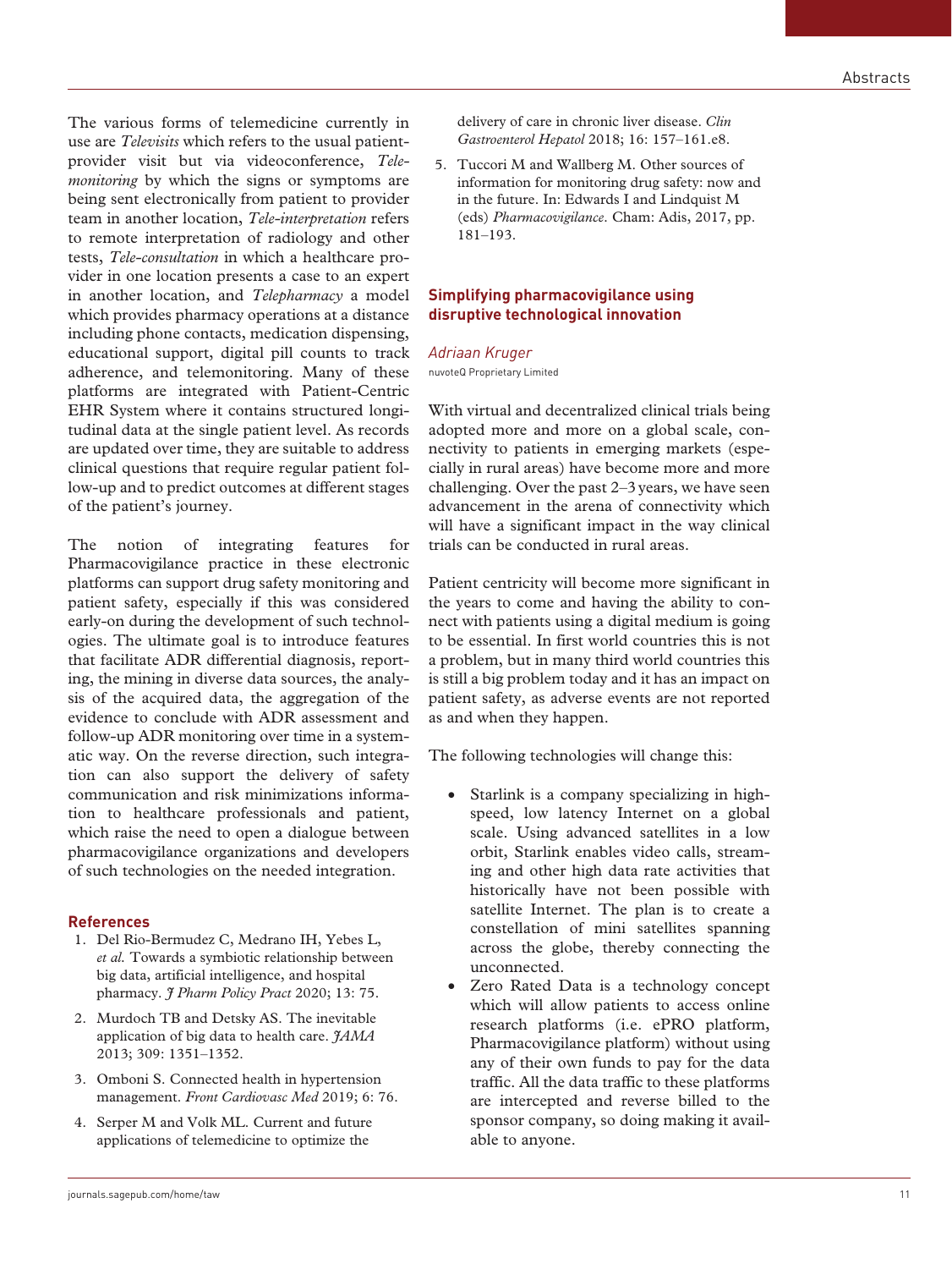The various forms of telemedicine currently in use are *Televisits* which refers to the usual patient-provider visit but via videoconference, *Telemonitoring* by which the signs or symptoms are being sent electronically from patient to provider team in another location, *Tele-interpretation* refers to remote interpretation of radiology and other tests, *Tele-consultation* in which a healthcare provider in one location presents a case to an expert in another location, and *Telepharmacy* a model which provides pharmacy operations at a distance including phone contacts, medication dispensing, educational support, digital pill counts to track adherence, and telemonitoring. Many of these platforms are integrated with Patient-Centric EHR System where it contains structured longitudinal data at the single patient level. As records are updated over time, they are suitable to address clinical questions that require regular patient follow-up and to predict outcomes at different stages of the patient's journey.

The notion of integrating features for Pharmacovigilance practice in these electronic platforms can support drug safety monitoring and patient safety, especially if this was considered early-on during the development of such technologies. The ultimate goal is to introduce features that facilitate ADR differential diagnosis, reporting, the mining in diverse data sources, the analysis of the acquired data, the aggregation of the evidence to conclude with ADR assessment and follow-up ADR monitoring over time in a systematic way. On the reverse direction, such integration can also support the delivery of safety communication and risk minimizations information to healthcare professionals and patient, which raise the need to open a dialogue between pharmacovigilance organizations and developers of such technologies on the needed integration.

### References

1. Del Rio-Bermudez C, Medrano IH, Yebes L, *et al.* Towards a symbiotic relationship between big data, artificial intelligence, and hospital pharmacy. *J Pharm Policy Pract* 2020; 13: 75.
2. Murdoch TB and Detsky AS. The inevitable application of big data to health care. *JAMA* 2013; 309: 1351–1352.
3. Omboni S. Connected health in hypertension management. *Front Cardiovasc Med* 2019; 6: 76.
4. Serper M and Volk ML. Current and future applications of telemedicine to optimize the delivery of care in chronic liver disease. *Clin Gastroenterol Hepatol* 2018; 16: 157–161.e8.
5. Tuccori M and Wallberg M. Other sources of information for monitoring drug safety: now and in the future. In: Edwards I and Lindquist M (eds) *Pharmacovigilance*. Cham: Adis, 2017, pp. 181–193.

## Simplifying pharmacovigilance using disruptive technological innovation

*Adriaan Kruger*

nuvoteQ Proprietary Limited

With virtual and decentralized clinical trials being adopted more and more on a global scale, connectivity to patients in emerging markets (especially in rural areas) have become more and more challenging. Over the past 2–3 years, we have seen advancement in the arena of connectivity which will have a significant impact in the way clinical trials can be conducted in rural areas.

Patient centricity will become more significant in the years to come and having the ability to connect with patients using a digital medium is going to be essential. In first world countries this is not a problem, but in many third world countries this is still a big problem today and it has an impact on patient safety, as adverse events are not reported as and when they happen.

The following technologies will change this:

- Starlink is a company specializing in high-speed, low latency Internet on a global scale. Using advanced satellites in a low orbit, Starlink enables video calls, streaming and other high data rate activities that historically have not been possible with satellite Internet. The plan is to create a constellation of mini satellites spanning across the globe, thereby connecting the unconnected.
- Zero Rated Data is a technology concept which will allow patients to access online research platforms (i.e. ePRO platform, Pharmacovigilance platform) without using any of their own funds to pay for the data traffic. All the data traffic to these platforms are intercepted and reverse billed to the sponsor company, so doing making it available to anyone.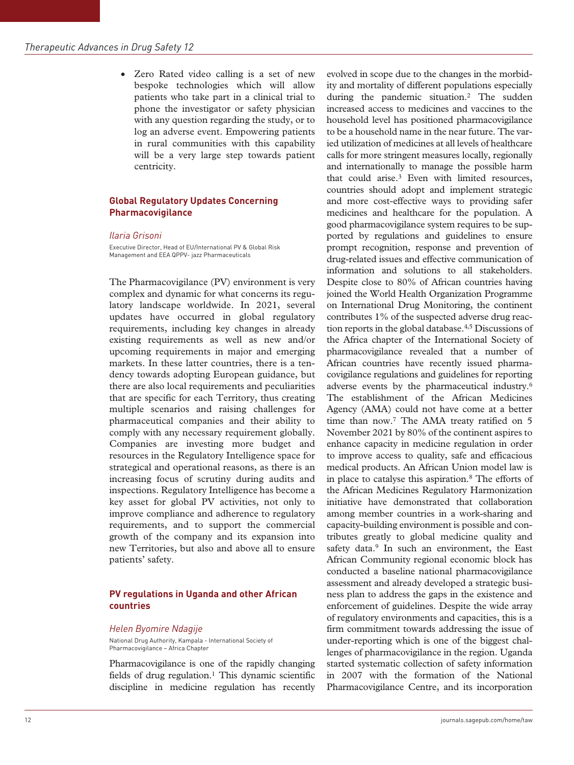- Zero Rated video calling is a set of new bespoke technologies which will allow patients who take part in a clinical trial to phone the investigator or safety physician with any question regarding the study, or to log an adverse event. Empowering patients in rural communities with this capability will be a very large step towards patient centricity.

## Global Regulatory Updates Concerning Pharmacovigilance

*Ilaria Grisoni*

Executive Director, Head of EU/International PV & Global Risk Management and EEA QPPV- jazz Pharmaceuticals

The Pharmacovigilance (PV) environment is very complex and dynamic for what concerns its regulatory landscape worldwide. In 2021, several updates have occurred in global regulatory requirements, including key changes in already existing requirements as well as new and/or upcoming requirements in major and emerging markets. In these latter countries, there is a tendency towards adopting European guidance, but there are also local requirements and peculiarities that are specific for each Territory, thus creating multiple scenarios and raising challenges for pharmaceutical companies and their ability to comply with any necessary requirement globally. Companies are investing more budget and resources in the Regulatory Intelligence space for strategical and operational reasons, as there is an increasing focus of scrutiny during audits and inspections. Regulatory Intelligence has become a key asset for global PV activities, not only to improve compliance and adherence to regulatory requirements, and to support the commercial growth of the company and its expansion into new Territories, but also and above all to ensure patients' safety.

## PV regulations in Uganda and other African countries

*Helen Byomire Ndagije*

National Drug Authority, Kampala - International Society of Pharmacovigilance – Africa Chapter

Pharmacovigilance is one of the rapidly changing fields of drug regulation.[1] This dynamic scientific discipline in medicine regulation has recently evolved in scope due to the changes in the morbidity and mortality of different populations especially during the pandemic situation.[2] The sudden increased access to medicines and vaccines to the household level has positioned pharmacovigilance to be a household name in the near future. The varied utilization of medicines at all levels of healthcare calls for more stringent measures locally, regionally and internationally to manage the possible harm that could arise.[3] Even with limited resources, countries should adopt and implement strategic and more cost-effective ways to providing safer medicines and healthcare for the population. A good pharmacovigilance system requires to be supported by regulations and guidelines to ensure prompt recognition, response and prevention of drug-related issues and effective communication of information and solutions to all stakeholders. Despite close to 80% of African countries having joined the World Health Organization Programme on International Drug Monitoring, the continent contributes 1% of the suspected adverse drug reaction reports in the global database.[4,5] Discussions of the Africa chapter of the International Society of pharmacovigilance revealed that a number of African countries have recently issued pharmacovigilance regulations and guidelines for reporting adverse events by the pharmaceutical industry.[6] The establishment of the African Medicines Agency (AMA) could not have come at a better time than now.[7] The AMA treaty ratified on 5 November 2021 by 80% of the continent aspires to enhance capacity in medicine regulation in order to improve access to quality, safe and efficacious medical products. An African Union model law is in place to catalyse this aspiration.[8] The efforts of the African Medicines Regulatory Harmonization initiative have demonstrated that collaboration among member countries in a work-sharing and capacity-building environment is possible and contributes greatly to global medicine quality and safety data.[9] In such an environment, the East African Community regional economic block has conducted a baseline national pharmacovigilance assessment and already developed a strategic business plan to address the gaps in the existence and enforcement of guidelines. Despite the wide array of regulatory environments and capacities, this is a firm commitment towards addressing the issue of under-reporting which is one of the biggest challenges of pharmacovigilance in the region. Uganda started systematic collection of safety information in 2007 with the formation of the National Pharmacovigilance Centre, and its incorporation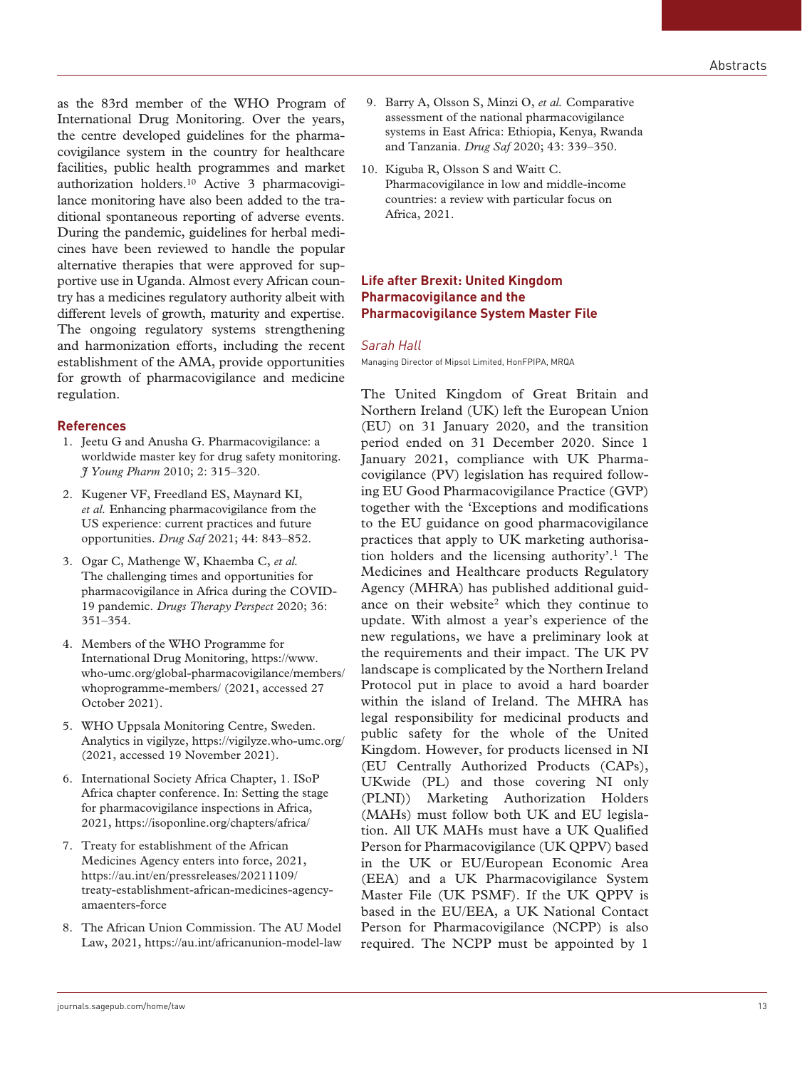as the 83rd member of the WHO Program of International Drug Monitoring. Over the years, the centre developed guidelines for the pharmacovigilance system in the country for healthcare facilities, public health programmes and market authorization holders.[10] Active 3 pharmacovigilance monitoring have also been added to the traditional spontaneous reporting of adverse events. During the pandemic, guidelines for herbal medicines have been reviewed to handle the popular alternative therapies that were approved for supportive use in Uganda. Almost every African country has a medicines regulatory authority albeit with different levels of growth, maturity and expertise. The ongoing regulatory systems strengthening and harmonization efforts, including the recent establishment of the AMA, provide opportunities for growth of pharmacovigilance and medicine regulation.

### References

1. Jeetu G and Anusha G. Pharmacovigilance: a worldwide master key for drug safety monitoring. *J Young Pharm* 2010; 2: 315–320.
2. Kugener VF, Freedland ES, Maynard KI, *et al.* Enhancing pharmacovigilance from the US experience: current practices and future opportunities. *Drug Saf* 2021; 44: 843–852.
3. Ogar C, Mathenge W, Khaemba C, *et al.* The challenging times and opportunities for pharmacovigilance in Africa during the COVID-19 pandemic. *Drugs Therapy Perspect* 2020; 36: 351–354.
4. Members of the WHO Programme for International Drug Monitoring, https://www.who-umc.org/global-pharmacovigilance/members/whoprogramme-members/ (2021, accessed 27 October 2021).
5. WHO Uppsala Monitoring Centre, Sweden. Analytics in vigilyze, https://vigilyze.who-umc.org/ (2021, accessed 19 November 2021).
6. International Society Africa Chapter, 1. ISoP Africa chapter conference. In: Setting the stage for pharmacovigilance inspections in Africa, 2021, https://isoponline.org/chapters/africa/
7. Treaty for establishment of the African Medicines Agency enters into force, 2021, https://au.int/en/pressreleases/20211109/treaty-establishment-african-medicines-agency-amaenters-force
8. The African Union Commission. The AU Model Law, 2021, https://au.int/africanunion-model-law
9. Barry A, Olsson S, Minzi O, *et al.* Comparative assessment of the national pharmacovigilance systems in East Africa: Ethiopia, Kenya, Rwanda and Tanzania. *Drug Saf* 2020; 43: 339–350.
10. Kiguba R, Olsson S and Waitt C. Pharmacovigilance in low and middle-income countries: a review with particular focus on Africa, 2021.

## Life after Brexit: United Kingdom Pharmacovigilance and the Pharmacovigilance System Master File

*Sarah Hall*

Managing Director of Mipsol Limited, HonFPIPA, MRQA

The United Kingdom of Great Britain and Northern Ireland (UK) left the European Union (EU) on 31 January 2020, and the transition period ended on 31 December 2020. Since 1 January 2021, compliance with UK Pharmacovigilance (PV) legislation has required following EU Good Pharmacovigilance Practice (GVP) together with the 'Exceptions and modifications to the EU guidance on good pharmacovigilance practices that apply to UK marketing authorisation holders and the licensing authority'.[1] The Medicines and Healthcare products Regulatory Agency (MHRA) has published additional guidance on their website[2] which they continue to update. With almost a year's experience of the new regulations, we have a preliminary look at the requirements and their impact. The UK PV landscape is complicated by the Northern Ireland Protocol put in place to avoid a hard boarder within the island of Ireland. The MHRA has legal responsibility for medicinal products and public safety for the whole of the United Kingdom. However, for products licensed in NI (EU Centrally Authorized Products (CAPs), UKwide (PL) and those covering NI only (PLNI)) Marketing Authorization Holders (MAHs) must follow both UK and EU legislation. All UK MAHs must have a UK Qualified Person for Pharmacovigilance (UK QPPV) based in the UK or EU/European Economic Area (EEA) and a UK Pharmacovigilance System Master File (UK PSMF). If the UK QPPV is based in the EU/EEA, a UK National Contact Person for Pharmacovigilance (NCPP) is also required. The NCPP must be appointed by 1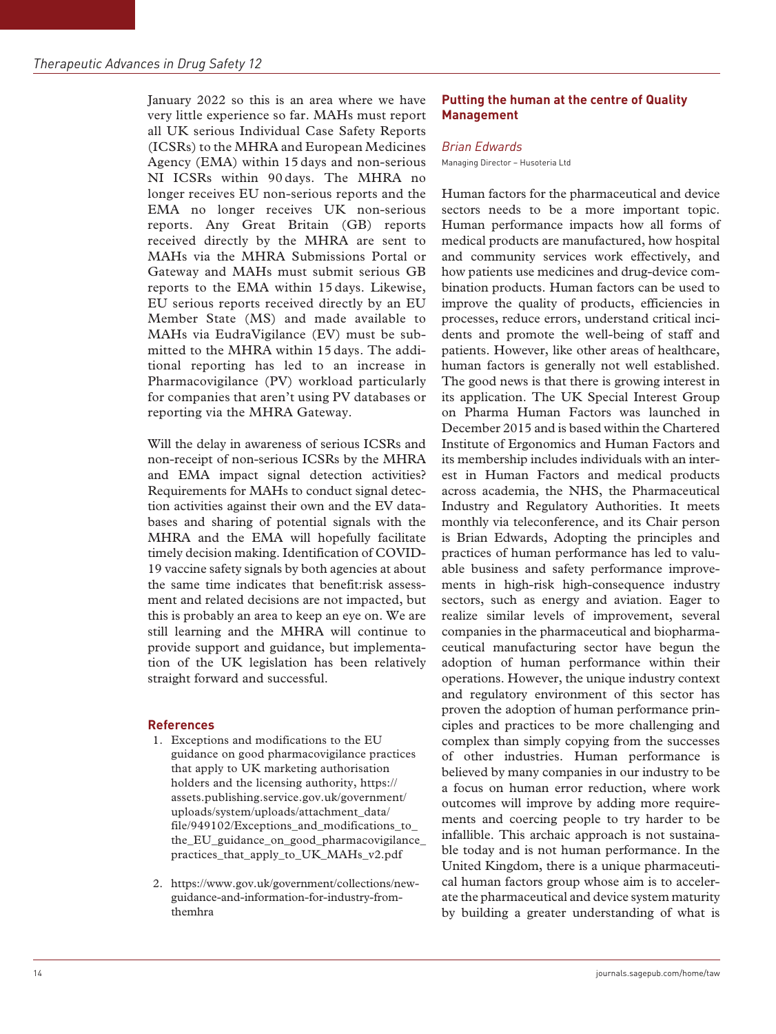January 2022 so this is an area where we have very little experience so far. MAHs must report all UK serious Individual Case Safety Reports (ICSRs) to the MHRA and European Medicines Agency (EMA) within 15 days and non-serious NI ICSRs within 90 days. The MHRA no longer receives EU non-serious reports and the EMA no longer receives UK non-serious reports. Any Great Britain (GB) reports received directly by the MHRA are sent to MAHs via the MHRA Submissions Portal or Gateway and MAHs must submit serious GB reports to the EMA within 15 days. Likewise, EU serious reports received directly by an EU Member State (MS) and made available to MAHs via EudraVigilance (EV) must be submitted to the MHRA within 15 days. The additional reporting has led to an increase in Pharmacovigilance (PV) workload particularly for companies that aren't using PV databases or reporting via the MHRA Gateway.

Will the delay in awareness of serious ICSRs and non-receipt of non-serious ICSRs by the MHRA and EMA impact signal detection activities? Requirements for MAHs to conduct signal detection activities against their own and the EV databases and sharing of potential signals with the MHRA and the EMA will hopefully facilitate timely decision making. Identification of COVID-19 vaccine safety signals by both agencies at about the same time indicates that benefit:risk assessment and related decisions are not impacted, but this is probably an area to keep an eye on. We are still learning and the MHRA will continue to provide support and guidance, but implementation of the UK legislation has been relatively straight forward and successful.

### References

1. Exceptions and modifications to the EU guidance on good pharmacovigilance practices that apply to UK marketing authorisation holders and the licensing authority, https://assets.publishing.service.gov.uk/government/uploads/system/uploads/attachment_data/file/949102/Exceptions_and_modifications_to_the_EU_guidance_on_good_pharmacovigilance_practices_that_apply_to_UK_MAHs_v2.pdf
2. https://www.gov.uk/government/collections/new-guidance-and-information-for-industry-from-themhra

## Putting the human at the centre of Quality Management

*Brian Edwards*

Managing Director – Husoteria Ltd

Human factors for the pharmaceutical and device sectors needs to be a more important topic. Human performance impacts how all forms of medical products are manufactured, how hospital and community services work effectively, and how patients use medicines and drug-device combination products. Human factors can be used to improve the quality of products, efficiencies in processes, reduce errors, understand critical incidents and promote the well-being of staff and patients. However, like other areas of healthcare, human factors is generally not well established. The good news is that there is growing interest in its application. The UK Special Interest Group on Pharma Human Factors was launched in December 2015 and is based within the Chartered Institute of Ergonomics and Human Factors and its membership includes individuals with an interest in Human Factors and medical products across academia, the NHS, the Pharmaceutical Industry and Regulatory Authorities. It meets monthly via teleconference, and its Chair person is Brian Edwards, Adopting the principles and practices of human performance has led to valuable business and safety performance improvements in high-risk high-consequence industry sectors, such as energy and aviation. Eager to realize similar levels of improvement, several companies in the pharmaceutical and biopharmaceutical manufacturing sector have begun the adoption of human performance within their operations. However, the unique industry context and regulatory environment of this sector has proven the adoption of human performance principles and practices to be more challenging and complex than simply copying from the successes of other industries. Human performance is believed by many companies in our industry to be a focus on human error reduction, where work outcomes will improve by adding more requirements and coercing people to try harder to be infallible. This archaic approach is not sustainable today and is not human performance. In the United Kingdom, there is a unique pharmaceutical human factors group whose aim is to accelerate the pharmaceutical and device system maturity by building a greater understanding of what is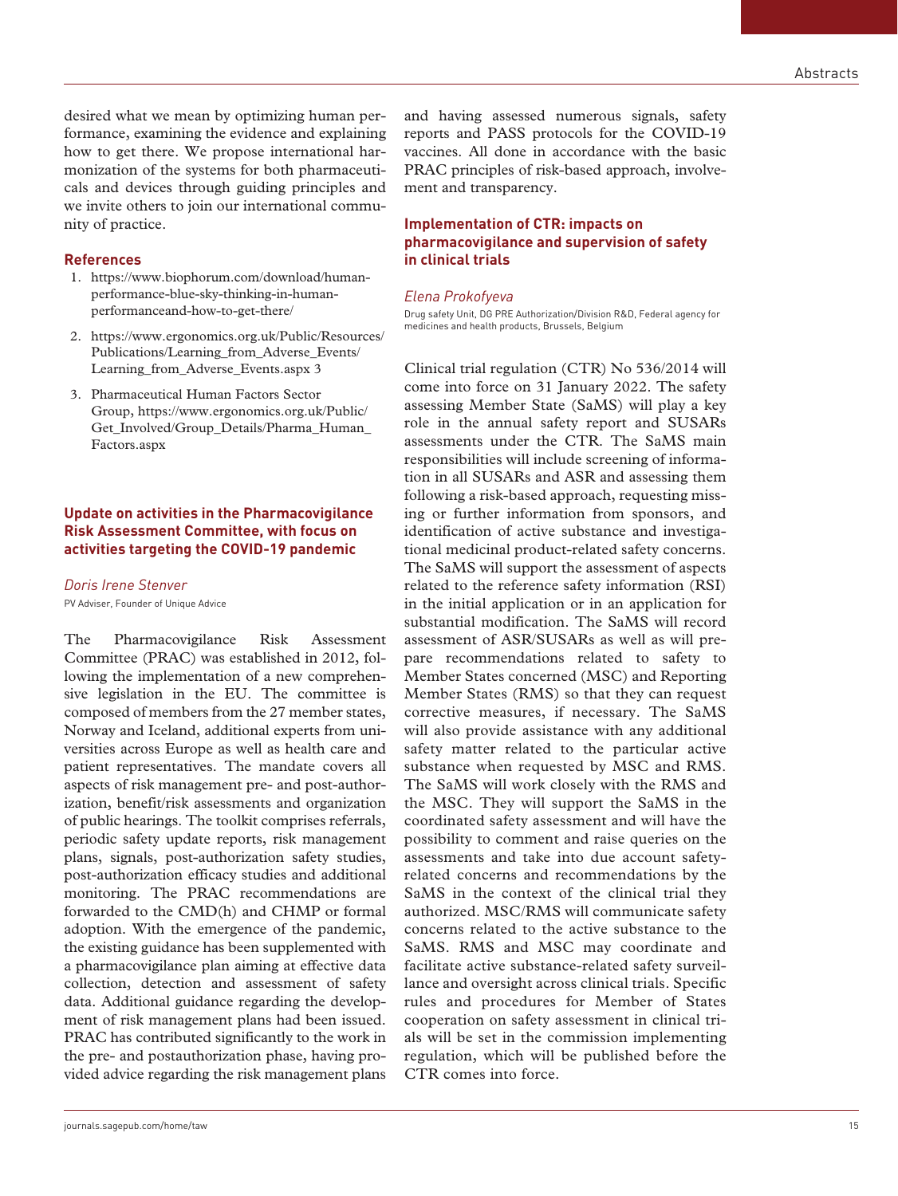desired what we mean by optimizing human performance, examining the evidence and explaining how to get there. We propose international harmonization of the systems for both pharmaceuticals and devices through guiding principles and we invite others to join our international community of practice.

### References

1. https://www.biophorum.com/download/human-performance-blue-sky-thinking-in-human-performanceand-how-to-get-there/
2. https://www.ergonomics.org.uk/Public/Resources/Publications/Learning_from_Adverse_Events/Learning_from_Adverse_Events.aspx 3
3. Pharmaceutical Human Factors Sector Group, https://www.ergonomics.org.uk/Public/Get_Involved/Group_Details/Pharma_Human_Factors.aspx

## Update on activities in the Pharmacovigilance Risk Assessment Committee, with focus on activities targeting the COVID-19 pandemic

*Doris Irene Stenver*

PV Adviser, Founder of Unique Advice

The Pharmacovigilance Risk Assessment Committee (PRAC) was established in 2012, following the implementation of a new comprehensive legislation in the EU. The committee is composed of members from the 27 member states, Norway and Iceland, additional experts from universities across Europe as well as health care and patient representatives. The mandate covers all aspects of risk management pre- and post-authorization, benefit/risk assessments and organization of public hearings. The toolkit comprises referrals, periodic safety update reports, risk management plans, signals, post-authorization safety studies, post-authorization efficacy studies and additional monitoring. The PRAC recommendations are forwarded to the CMD(h) and CHMP or formal adoption. With the emergence of the pandemic, the existing guidance has been supplemented with a pharmacovigilance plan aiming at effective data collection, detection and assessment of safety data. Additional guidance regarding the development of risk management plans had been issued. PRAC has contributed significantly to the work in the pre- and postauthorization phase, having provided advice regarding the risk management plans and having assessed numerous signals, safety reports and PASS protocols for the COVID-19 vaccines. All done in accordance with the basic PRAC principles of risk-based approach, involvement and transparency.

## Implementation of CTR: impacts on pharmacovigilance and supervision of safety in clinical trials

*Elena Prokofyeva*

Drug safety Unit, DG PRE Authorization/Division R&D, Federal agency for medicines and health products, Brussels, Belgium

Clinical trial regulation (CTR) No 536/2014 will come into force on 31 January 2022. The safety assessing Member State (SaMS) will play a key role in the annual safety report and SUSARs assessments under the CTR. The SaMS main responsibilities will include screening of information in all SUSARs and ASR and assessing them following a risk-based approach, requesting missing or further information from sponsors, and identification of active substance and investigational medicinal product-related safety concerns. The SaMS will support the assessment of aspects related to the reference safety information (RSI) in the initial application or in an application for substantial modification. The SaMS will record assessment of ASR/SUSARs as well as will prepare recommendations related to safety to Member States concerned (MSC) and Reporting Member States (RMS) so that they can request corrective measures, if necessary. The SaMS will also provide assistance with any additional safety matter related to the particular active substance when requested by MSC and RMS. The SaMS will work closely with the RMS and the MSC. They will support the SaMS in the coordinated safety assessment and will have the possibility to comment and raise queries on the assessments and take into due account safety-related concerns and recommendations by the SaMS in the context of the clinical trial they authorized. MSC/RMS will communicate safety concerns related to the active substance to the SaMS. RMS and MSC may coordinate and facilitate active substance-related safety surveillance and oversight across clinical trials. Specific rules and procedures for Member of States cooperation on safety assessment in clinical trials will be set in the commission implementing regulation, which will be published before the CTR comes into force.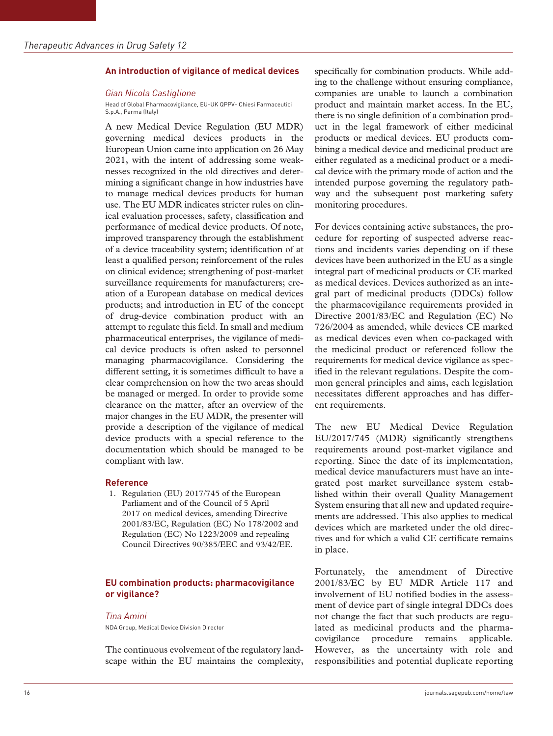## An introduction of vigilance of medical devices

*Gian Nicola Castiglione*

Head of Global Pharmacovigilance, EU-UK QPPV- Chiesi Farmaceutici S.p.A., Parma (Italy)

A new Medical Device Regulation (EU MDR) governing medical devices products in the European Union came into application on 26 May 2021, with the intent of addressing some weaknesses recognized in the old directives and determining a significant change in how industries have to manage medical devices products for human use. The EU MDR indicates stricter rules on clinical evaluation processes, safety, classification and performance of medical device products. Of note, improved transparency through the establishment of a device traceability system; identification of at least a qualified person; reinforcement of the rules on clinical evidence; strengthening of post-market surveillance requirements for manufacturers; creation of a European database on medical devices products; and introduction in EU of the concept of drug-device combination product with an attempt to regulate this field. In small and medium pharmaceutical enterprises, the vigilance of medical device products is often asked to personnel managing pharmacovigilance. Considering the different setting, it is sometimes difficult to have a clear comprehension on how the two areas should be managed or merged. In order to provide some clearance on the matter, after an overview of the major changes in the EU MDR, the presenter will provide a description of the vigilance of medical device products with a special reference to the documentation which should be managed to be compliant with law.

### Reference

1. Regulation (EU) 2017/745 of the European Parliament and of the Council of 5 April 2017 on medical devices, amending Directive 2001/83/EC, Regulation (EC) No 178/2002 and Regulation (EC) No 1223/2009 and repealing Council Directives 90/385/EEC and 93/42/EE.

## EU combination products: pharmacovigilance or vigilance?

*Tina Amini*

NDA Group, Medical Device Division Director

The continuous evolvement of the regulatory landscape within the EU maintains the complexity, specifically for combination products. While adding to the challenge without ensuring compliance, companies are unable to launch a combination product and maintain market access. In the EU, there is no single definition of a combination product in the legal framework of either medicinal products or medical devices. EU products combining a medical device and medicinal product are either regulated as a medicinal product or a medical device with the primary mode of action and the intended purpose governing the regulatory pathway and the subsequent post marketing safety monitoring procedures.

For devices containing active substances, the procedure for reporting of suspected adverse reactions and incidents varies depending on if these devices have been authorized in the EU as a single integral part of medicinal products or CE marked as medical devices. Devices authorized as an integral part of medicinal products (DDCs) follow the pharmacovigilance requirements provided in Directive 2001/83/EC and Regulation (EC) No 726/2004 as amended, while devices CE marked as medical devices even when co-packaged with the medicinal product or referenced follow the requirements for medical device vigilance as specified in the relevant regulations. Despite the common general principles and aims, each legislation necessitates different approaches and has different requirements.

The new EU Medical Device Regulation EU/2017/745 (MDR) significantly strengthens requirements around post-market vigilance and reporting. Since the date of its implementation, medical device manufacturers must have an integrated post market surveillance system established within their overall Quality Management System ensuring that all new and updated requirements are addressed. This also applies to medical devices which are marketed under the old directives and for which a valid CE certificate remains in place.

Fortunately, the amendment of Directive 2001/83/EC by EU MDR Article 117 and involvement of EU notified bodies in the assessment of device part of single integral DDCs does not change the fact that such products are regulated as medicinal products and the pharmacovigilance procedure remains applicable. However, as the uncertainty with role and responsibilities and potential duplicate reporting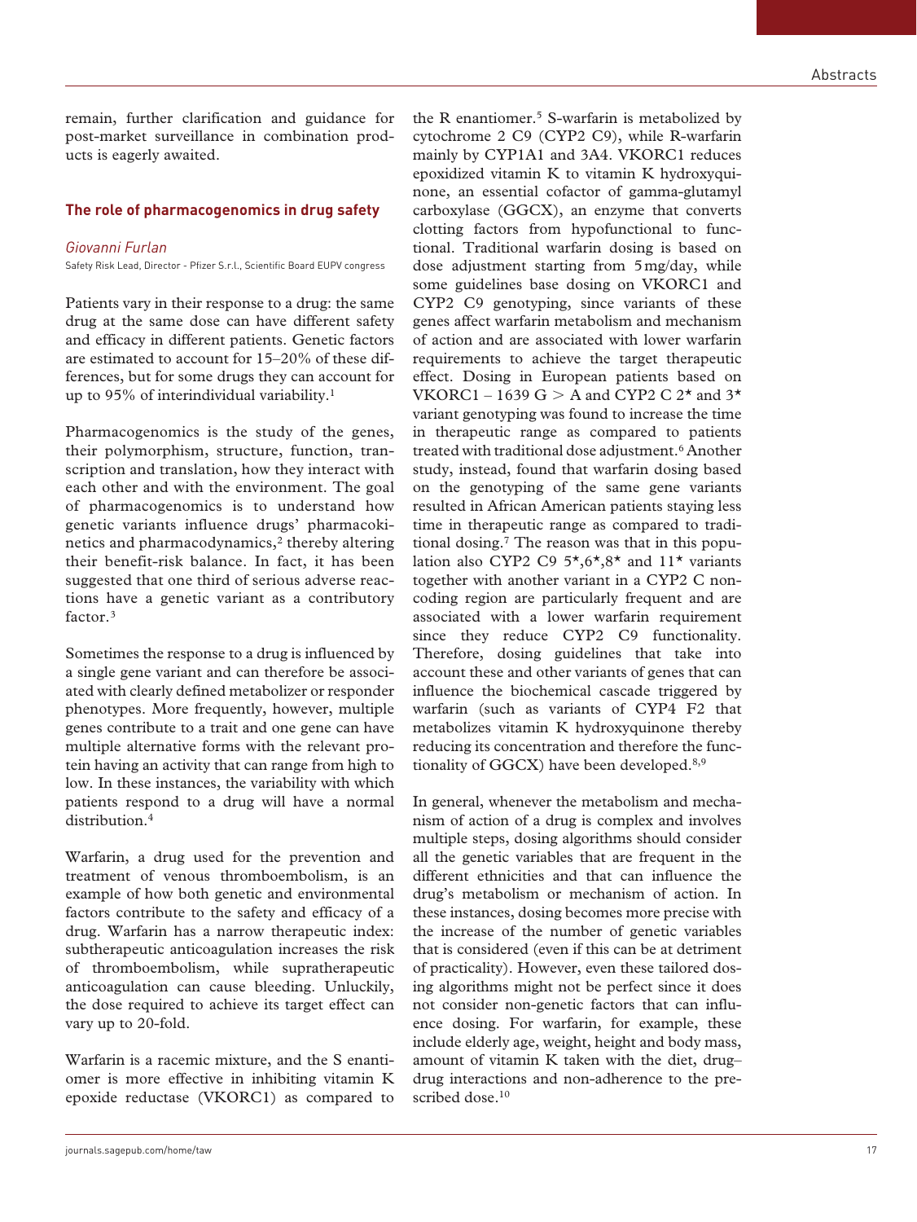remain, further clarification and guidance for post-market surveillance in combination products is eagerly awaited.

## The role of pharmacogenomics in drug safety

*Giovanni Furlan*

Safety Risk Lead, Director - Pfizer S.r.l., Scientific Board EUPV congress

Patients vary in their response to a drug: the same drug at the same dose can have different safety and efficacy in different patients. Genetic factors are estimated to account for 15–20% of these differences, but for some drugs they can account for up to 95% of interindividual variability.[1]

Pharmacogenomics is the study of the genes, their polymorphism, structure, function, transcription and translation, how they interact with each other and with the environment. The goal of pharmacogenomics is to understand how genetic variants influence drugs' pharmacokinetics and pharmacodynamics,[2] thereby altering their benefit-risk balance. In fact, it has been suggested that one third of serious adverse reactions have a genetic variant as a contributory factor.[3]

Sometimes the response to a drug is influenced by a single gene variant and can therefore be associated with clearly defined metabolizer or responder phenotypes. More frequently, however, multiple genes contribute to a trait and one gene can have multiple alternative forms with the relevant protein having an activity that can range from high to low. In these instances, the variability with which patients respond to a drug will have a normal distribution.[4]

Warfarin, a drug used for the prevention and treatment of venous thromboembolism, is an example of how both genetic and environmental factors contribute to the safety and efficacy of a drug. Warfarin has a narrow therapeutic index: subtherapeutic anticoagulation increases the risk of thromboembolism, while supratherapeutic anticoagulation can cause bleeding. Unluckily, the dose required to achieve its target effect can vary up to 20-fold.

Warfarin is a racemic mixture, and the S enantiomer is more effective in inhibiting vitamin K epoxide reductase (VKORC1) as compared to the R enantiomer.[5] S-warfarin is metabolized by cytochrome 2 C9 (CYP2 C9), while R-warfarin mainly by CYP1A1 and 3A4. VKORC1 reduces epoxidized vitamin K to vitamin K hydroxyquinone, an essential cofactor of gamma-glutamyl carboxylase (GGCX), an enzyme that converts clotting factors from hypofunctional to functional. Traditional warfarin dosing is based on dose adjustment starting from 5 mg/day, while some guidelines base dosing on VKORC1 and CYP2 C9 genotyping, since variants of these genes affect warfarin metabolism and mechanism of action and are associated with lower warfarin requirements to achieve the target therapeutic effect. Dosing in European patients based on VKORC1 – 1639 G > A and CYP2 C 2* and 3* variant genotyping was found to increase the time in therapeutic range as compared to patients treated with traditional dose adjustment.[6] Another study, instead, found that warfarin dosing based on the genotyping of the same gene variants resulted in African American patients staying less time in therapeutic range as compared to traditional dosing.[7] The reason was that in this population also CYP2 C9 5*,6*,8* and 11* variants together with another variant in a CYP2 C noncoding region are particularly frequent and are associated with a lower warfarin requirement since they reduce CYP2 C9 functionality. Therefore, dosing guidelines that take into account these and other variants of genes that can influence the biochemical cascade triggered by warfarin (such as variants of CYP4 F2 that metabolizes vitamin K hydroxyquinone thereby reducing its concentration and therefore the functionality of GGCX) have been developed.[8,9]

In general, whenever the metabolism and mechanism of action of a drug is complex and involves multiple steps, dosing algorithms should consider all the genetic variables that are frequent in the different ethnicities and that can influence the drug's metabolism or mechanism of action. In these instances, dosing becomes more precise with the increase of the number of genetic variables that is considered (even if this can be at detriment of practicality). However, even these tailored dosing algorithms might not be perfect since it does not consider non-genetic factors that can influence dosing. For warfarin, for example, these include elderly age, weight, height and body mass, amount of vitamin K taken with the diet, drug–drug interactions and non-adherence to the prescribed dose.[10]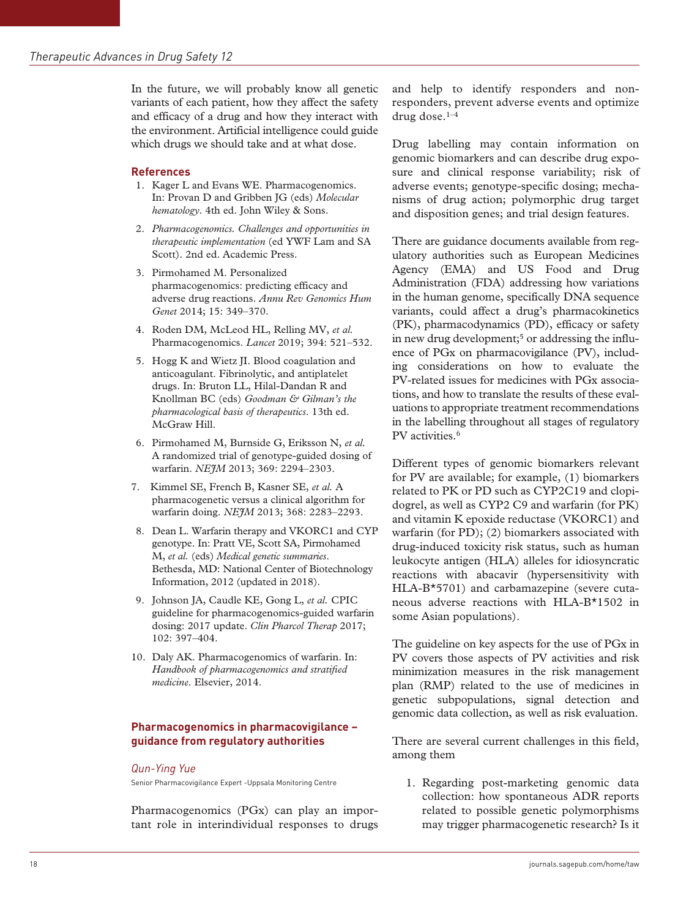In the future, we will probably know all genetic variants of each patient, how they affect the safety and efficacy of a drug and how they interact with the environment. Artificial intelligence could guide which drugs we should take and at what dose.

### References

1. Kager L and Evans WE. Pharmacogenomics. In: Provan D and Gribben JG (eds) *Molecular hematology*. 4th ed. John Wiley & Sons.
2. *Pharmacogenomics. Challenges and opportunities in therapeutic implementation* (ed YWF Lam and SA Scott). 2nd ed. Academic Press.
3. Pirmohamed M. Personalized pharmacogenomics: predicting efficacy and adverse drug reactions. *Annu Rev Genomics Hum Genet* 2014; 15: 349–370.
4. Roden DM, McLeod HL, Relling MV, *et al.* Pharmacogenomics. *Lancet* 2019; 394: 521–532.
5. Hogg K and Wietz JI. Blood coagulation and anticoagulant. Fibrinolytic, and antiplatelet drugs. In: Bruton LL, Hilal-Dandan R and Knollman BC (eds) *Goodman & Gilman's the pharmacological basis of therapeutics*. 13th ed. McGraw Hill.
6. Pirmohamed M, Burnside G, Eriksson N, *et al.* A randomized trial of genotype-guided dosing of warfarin. *NEJM* 2013; 369: 2294–2303.
7. Kimmel SE, French B, Kasner SE, *et al.* A pharmacogenetic versus a clinical algorithm for warfarin doing. *NEJM* 2013; 368: 2283–2293.
8. Dean L. Warfarin therapy and VKORC1 and CYP genotype. In: Pratt VE, Scott SA, Pirmohamed M, *et al.* (eds) *Medical genetic summaries*. Bethesda, MD: National Center of Biotechnology Information, 2012 (updated in 2018).
9. Johnson JA, Caudle KE, Gong L, *et al.* CPIC guideline for pharmacogenomics-guided warfarin dosing: 2017 update. *Clin Pharcol Therap* 2017; 102: 397–404.
10. Daly AK. Pharmacogenomics of warfarin. In: *Handbook of pharmacogenomics and stratified medicine*. Elsevier, 2014.

## Pharmacogenomics in pharmacovigilance – guidance from regulatory authorities

*Qun-Ying Yue*

Senior Pharmacovigilance Expert -Uppsala Monitoring Centre

Pharmacogenomics (PGx) can play an important role in interindividual responses to drugs and help to identify responders and non-responders, prevent adverse events and optimize drug dose.[1–4]

Drug labelling may contain information on genomic biomarkers and can describe drug exposure and clinical response variability; risk of adverse events; genotype-specific dosing; mechanisms of drug action; polymorphic drug target and disposition genes; and trial design features.

There are guidance documents available from regulatory authorities such as European Medicines Agency (EMA) and US Food and Drug Administration (FDA) addressing how variations in the human genome, specifically DNA sequence variants, could affect a drug's pharmacokinetics (PK), pharmacodynamics (PD), efficacy or safety in new drug development;[5] or addressing the influence of PGx on pharmacovigilance (PV), including considerations on how to evaluate the PV-related issues for medicines with PGx associations, and how to translate the results of these evaluations to appropriate treatment recommendations in the labelling throughout all stages of regulatory PV activities.[6]

Different types of genomic biomarkers relevant for PV are available; for example, (1) biomarkers related to PK or PD such as CYP2C19 and clopidogrel, as well as CYP2 C9 and warfarin (for PK) and vitamin K epoxide reductase (VKORC1) and warfarin (for PD); (2) biomarkers associated with drug-induced toxicity risk status, such as human leukocyte antigen (HLA) alleles for idiosyncratic reactions with abacavir (hypersensitivity with HLA-B*5701) and carbamazepine (severe cutaneous adverse reactions with HLA-B*1502 in some Asian populations).

The guideline on key aspects for the use of PGx in PV covers those aspects of PV activities and risk minimization measures in the risk management plan (RMP) related to the use of medicines in genetic subpopulations, signal detection and genomic data collection, as well as risk evaluation.

There are several current challenges in this field, among them

1. Regarding post-marketing genomic data collection: how spontaneous ADR reports related to possible genetic polymorphisms may trigger pharmacogenetic research? Is it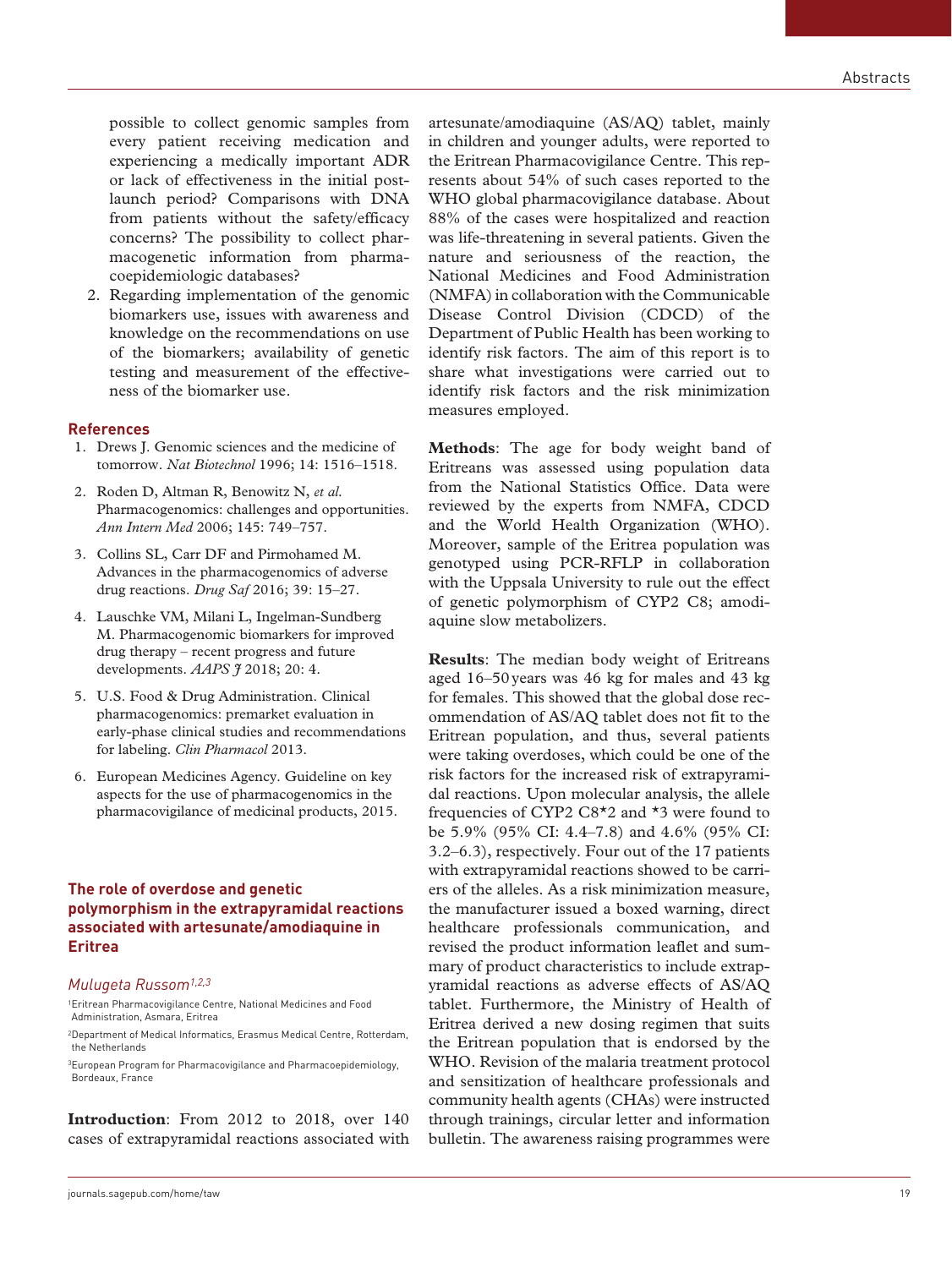possible to collect genomic samples from every patient receiving medication and experiencing a medically important ADR or lack of effectiveness in the initial post-launch period? Comparisons with DNA from patients without the safety/efficacy concerns? The possibility to collect pharmacogenetic information from pharmacoepidemiologic databases?

2. Regarding implementation of the genomic biomarkers use, issues with awareness and knowledge on the recommendations on use of the biomarkers; availability of genetic testing and measurement of the effectiveness of the biomarker use.

### References

1. Drews J. Genomic sciences and the medicine of tomorrow. *Nat Biotechnol* 1996; 14: 1516–1518.
2. Roden D, Altman R, Benowitz N, *et al.* Pharmacogenomics: challenges and opportunities. *Ann Intern Med* 2006; 145: 749–757.
3. Collins SL, Carr DF and Pirmohamed M. Advances in the pharmacogenomics of adverse drug reactions. *Drug Saf* 2016; 39: 15–27.
4. Lauschke VM, Milani L, Ingelman-Sundberg M. Pharmacogenomic biomarkers for improved drug therapy – recent progress and future developments. *AAPS J* 2018; 20: 4.
5. U.S. Food & Drug Administration. Clinical pharmacogenomics: premarket evaluation in early-phase clinical studies and recommendations for labeling. *Clin Pharmacol* 2013.
6. European Medicines Agency. Guideline on key aspects for the use of pharmacogenomics in the pharmacovigilance of medicinal products, 2015.

## The role of overdose and genetic polymorphism in the extrapyramidal reactions associated with artesunate/amodiaquine in Eritrea

*Mulugeta Russom[1,2,3]*

[1]Eritrean Pharmacovigilance Centre, National Medicines and Food Administration, Asmara, Eritrea

[2]Department of Medical Informatics, Erasmus Medical Centre, Rotterdam, the Netherlands

[3]European Program for Pharmacovigilance and Pharmacoepidemiology, Bordeaux, France

**Introduction**: From 2012 to 2018, over 140 cases of extrapyramidal reactions associated with artesunate/amodiaquine (AS/AQ) tablet, mainly in children and younger adults, were reported to the Eritrean Pharmacovigilance Centre. This represents about 54% of such cases reported to the WHO global pharmacovigilance database. About 88% of the cases were hospitalized and reaction was life-threatening in several patients. Given the nature and seriousness of the reaction, the National Medicines and Food Administration (NMFA) in collaboration with the Communicable Disease Control Division (CDCD) of the Department of Public Health has been working to identify risk factors. The aim of this report is to share what investigations were carried out to identify risk factors and the risk minimization measures employed.

**Methods**: The age for body weight band of Eritreans was assessed using population data from the National Statistics Office. Data were reviewed by the experts from NMFA, CDCD and the World Health Organization (WHO). Moreover, sample of the Eritrea population was genotyped using PCR-RFLP in collaboration with the Uppsala University to rule out the effect of genetic polymorphism of CYP2 C8; amodiaquine slow metabolizers.

**Results**: The median body weight of Eritreans aged 16–50 years was 46 kg for males and 43 kg for females. This showed that the global dose recommendation of AS/AQ tablet does not fit to the Eritrean population, and thus, several patients were taking overdoses, which could be one of the risk factors for the increased risk of extrapyramidal reactions. Upon molecular analysis, the allele frequencies of CYP2 C8*2 and *3 were found to be 5.9% (95% CI: 4.4–7.8) and 4.6% (95% CI: 3.2–6.3), respectively. Four out of the 17 patients with extrapyramidal reactions showed to be carriers of the alleles. As a risk minimization measure, the manufacturer issued a boxed warning, direct healthcare professionals communication, and revised the product information leaflet and summary of product characteristics to include extrapyramidal reactions as adverse effects of AS/AQ tablet. Furthermore, the Ministry of Health of Eritrea derived a new dosing regimen that suits the Eritrean population that is endorsed by the WHO. Revision of the malaria treatment protocol and sensitization of healthcare professionals and community health agents (CHAs) were instructed through trainings, circular letter and information bulletin. The awareness raising programmes were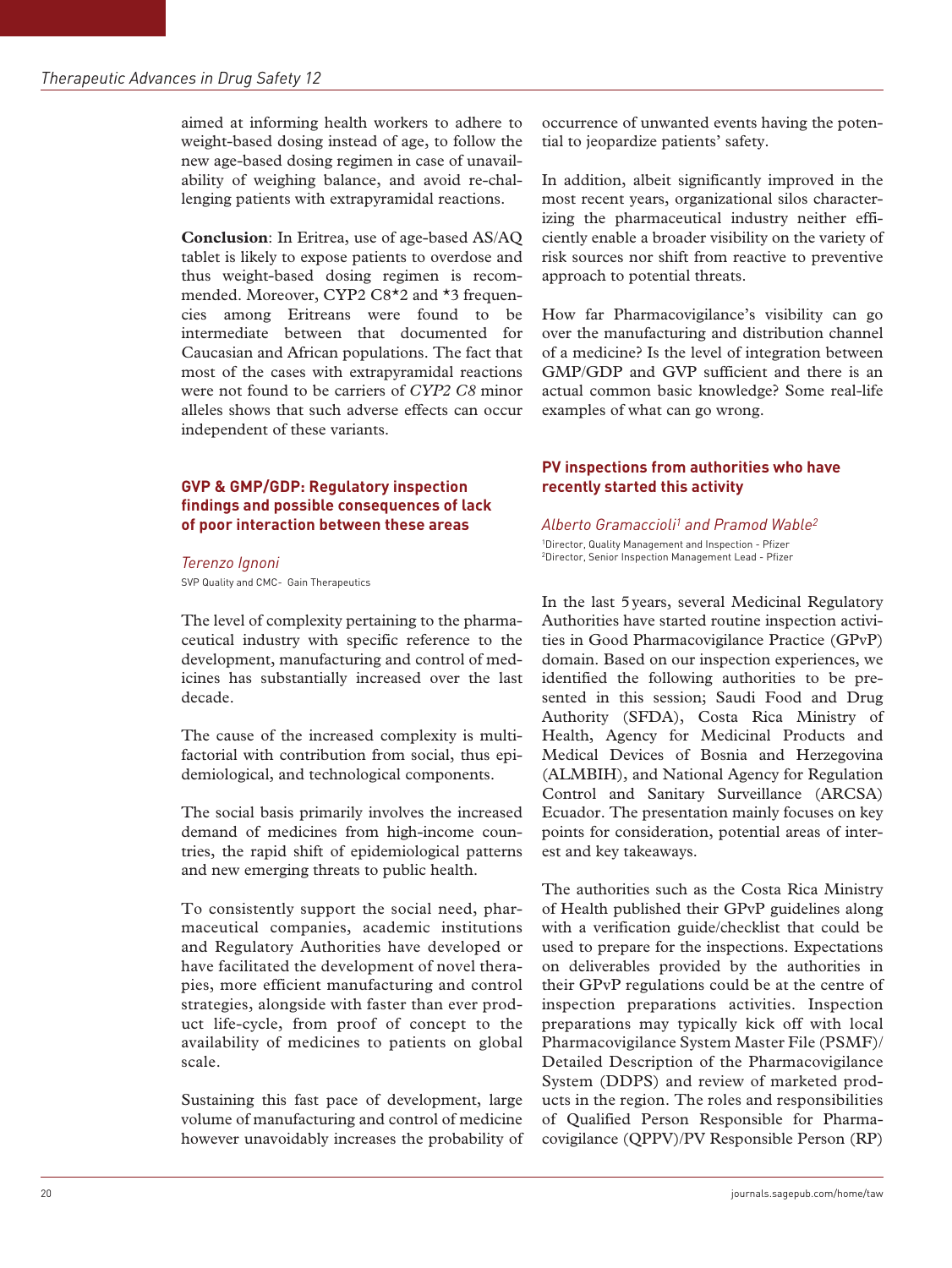aimed at informing health workers to adhere to weight-based dosing instead of age, to follow the new age-based dosing regimen in case of unavailability of weighing balance, and avoid re-challenging patients with extrapyramidal reactions.

**Conclusion**: In Eritrea, use of age-based AS/AQ tablet is likely to expose patients to overdose and thus weight-based dosing regimen is recommended. Moreover, CYP2 C8*2 and *3 frequencies among Eritreans were found to be intermediate between that documented for Caucasian and African populations. The fact that most of the cases with extrapyramidal reactions were not found to be carriers of *CYP2 C8* minor alleles shows that such adverse effects can occur independent of these variants.

## GVP & GMP/GDP: Regulatory inspection findings and possible consequences of lack of poor interaction between these areas

*Terenzo Ignoni*

SVP Quality and CMC- Gain Therapeutics

The level of complexity pertaining to the pharmaceutical industry with specific reference to the development, manufacturing and control of medicines has substantially increased over the last decade.

The cause of the increased complexity is multifactorial with contribution from social, thus epidemiological, and technological components.

The social basis primarily involves the increased demand of medicines from high-income countries, the rapid shift of epidemiological patterns and new emerging threats to public health.

To consistently support the social need, pharmaceutical companies, academic institutions and Regulatory Authorities have developed or have facilitated the development of novel therapies, more efficient manufacturing and control strategies, alongside with faster than ever product life-cycle, from proof of concept to the availability of medicines to patients on global scale.

Sustaining this fast pace of development, large volume of manufacturing and control of medicine however unavoidably increases the probability of occurrence of unwanted events having the potential to jeopardize patients' safety.

In addition, albeit significantly improved in the most recent years, organizational silos characterizing the pharmaceutical industry neither efficiently enable a broader visibility on the variety of risk sources nor shift from reactive to preventive approach to potential threats.

How far Pharmacovigilance's visibility can go over the manufacturing and distribution channel of a medicine? Is the level of integration between GMP/GDP and GVP sufficient and there is an actual common basic knowledge? Some real-life examples of what can go wrong.

## PV inspections from authorities who have recently started this activity

*Alberto Gramaccioli[1] and Pramod Wable[2]*

[1]Director, Quality Management and Inspection - Pfizer
[2]Director, Senior Inspection Management Lead - Pfizer

In the last 5 years, several Medicinal Regulatory Authorities have started routine inspection activities in Good Pharmacovigilance Practice (GPvP) domain. Based on our inspection experiences, we identified the following authorities to be presented in this session; Saudi Food and Drug Authority (SFDA), Costa Rica Ministry of Health, Agency for Medicinal Products and Medical Devices of Bosnia and Herzegovina (ALMBIH), and National Agency for Regulation Control and Sanitary Surveillance (ARCSA) Ecuador. The presentation mainly focuses on key points for consideration, potential areas of interest and key takeaways.

The authorities such as the Costa Rica Ministry of Health published their GPvP guidelines along with a verification guide/checklist that could be used to prepare for the inspections. Expectations on deliverables provided by the authorities in their GPvP regulations could be at the centre of inspection preparations activities. Inspection preparations may typically kick off with local Pharmacovigilance System Master File (PSMF)/ Detailed Description of the Pharmacovigilance System (DDPS) and review of marketed products in the region. The roles and responsibilities of Qualified Person Responsible for Pharmacovigilance (QPPV)/PV Responsible Person (RP)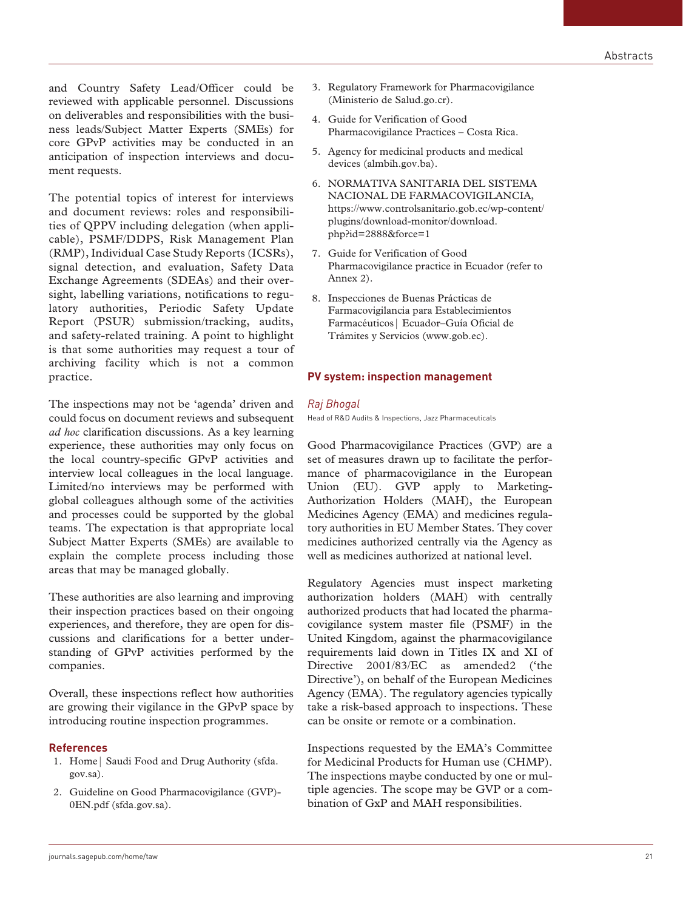and Country Safety Lead/Officer could be reviewed with applicable personnel. Discussions on deliverables and responsibilities with the business leads/Subject Matter Experts (SMEs) for core GPvP activities may be conducted in an anticipation of inspection interviews and document requests.

The potential topics of interest for interviews and document reviews: roles and responsibilities of QPPV including delegation (when applicable), PSMF/DDPS, Risk Management Plan (RMP), Individual Case Study Reports (ICSRs), signal detection, and evaluation, Safety Data Exchange Agreements (SDEAs) and their oversight, labelling variations, notifications to regulatory authorities, Periodic Safety Update Report (PSUR) submission/tracking, audits, and safety-related training. A point to highlight is that some authorities may request a tour of archiving facility which is not a common practice.

The inspections may not be 'agenda' driven and could focus on document reviews and subsequent *ad hoc* clarification discussions. As a key learning experience, these authorities may only focus on the local country-specific GPvP activities and interview local colleagues in the local language. Limited/no interviews may be performed with global colleagues although some of the activities and processes could be supported by the global teams. The expectation is that appropriate local Subject Matter Experts (SMEs) are available to explain the complete process including those areas that may be managed globally.

These authorities are also learning and improving their inspection practices based on their ongoing experiences, and therefore, they are open for discussions and clarifications for a better understanding of GPvP activities performed by the companies.

Overall, these inspections reflect how authorities are growing their vigilance in the GPvP space by introducing routine inspection programmes.

### References

1. Home | Saudi Food and Drug Authority (sfda.gov.sa).
2. Guideline on Good Pharmacovigilance (GVP)-0EN.pdf (sfda.gov.sa).
3. Regulatory Framework for Pharmacovigilance (Ministerio de Salud.go.cr).
4. Guide for Verification of Good Pharmacovigilance Practices – Costa Rica.
5. Agency for medicinal products and medical devices (almbih.gov.ba).
6. NORMATIVA SANITARIA DEL SISTEMA NACIONAL DE FARMACOVIGILANCIA, https://www.controlsanitario.gob.ec/wp-content/plugins/download-monitor/download.php?id=2888&force=1
7. Guide for Verification of Good Pharmacovigilance practice in Ecuador (refer to Annex 2).
8. Inspecciones de Buenas Prácticas de Farmacovigilancia para Establecimientos Farmacéuticos | Ecuador–Guía Oficial de Trámites y Servicios (www.gob.ec).

## PV system: inspection management

*Raj Bhogal*
Head of R&D Audits & Inspections, Jazz Pharmaceuticals

Good Pharmacovigilance Practices (GVP) are a set of measures drawn up to facilitate the performance of pharmacovigilance in the European Union (EU). GVP apply to Marketing-Authorization Holders (MAH), the European Medicines Agency (EMA) and medicines regulatory authorities in EU Member States. They cover medicines authorized centrally via the Agency as well as medicines authorized at national level.

Regulatory Agencies must inspect marketing authorization holders (MAH) with centrally authorized products that had located the pharmacovigilance system master file (PSMF) in the United Kingdom, against the pharmacovigilance requirements laid down in Titles IX and XI of Directive 2001/83/EC as amended2 ('the Directive'), on behalf of the European Medicines Agency (EMA). The regulatory agencies typically take a risk-based approach to inspections. These can be onsite or remote or a combination.

Inspections requested by the EMA's Committee for Medicinal Products for Human use (CHMP). The inspections maybe conducted by one or multiple agencies. The scope may be GVP or a combination of GxP and MAH responsibilities.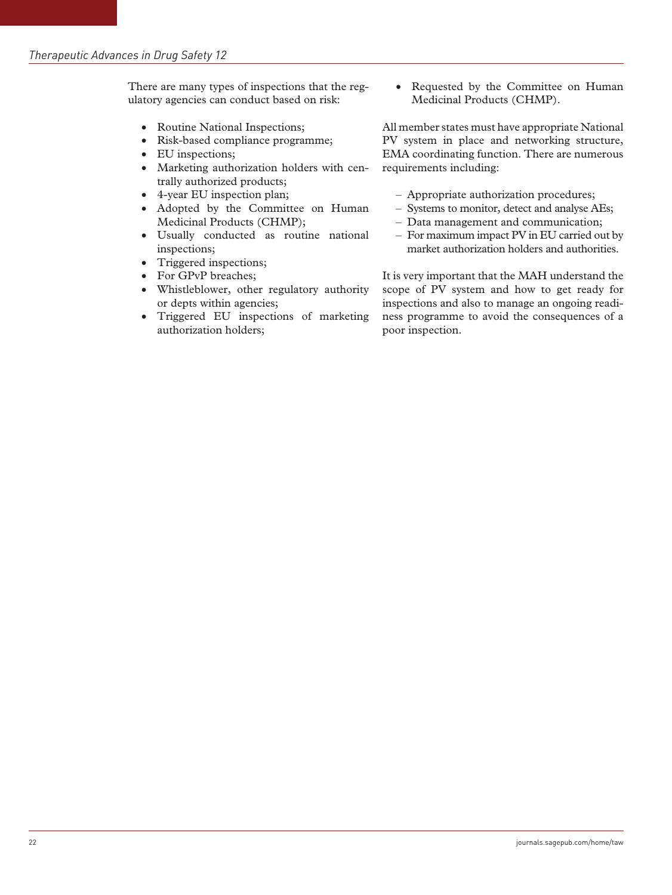There are many types of inspections that the regulatory agencies can conduct based on risk:

- Routine National Inspections;
- Risk-based compliance programme;
- EU inspections;
- Marketing authorization holders with centrally authorized products;
- 4-year EU inspection plan;
- Adopted by the Committee on Human Medicinal Products (CHMP);
- Usually conducted as routine national inspections;
- Triggered inspections;
- For GPvP breaches;
- Whistleblower, other regulatory authority or depts within agencies;
- Triggered EU inspections of marketing authorization holders;
- Requested by the Committee on Human Medicinal Products (CHMP).

All member states must have appropriate National PV system in place and networking structure, EMA coordinating function. There are numerous requirements including:

– Appropriate authorization procedures;
– Systems to monitor, detect and analyse AEs;
– Data management and communication;
– For maximum impact PV in EU carried out by market authorization holders and authorities.

It is very important that the MAH understand the scope of PV system and how to get ready for inspections and also to manage an ongoing readiness programme to avoid the consequences of a poor inspection.